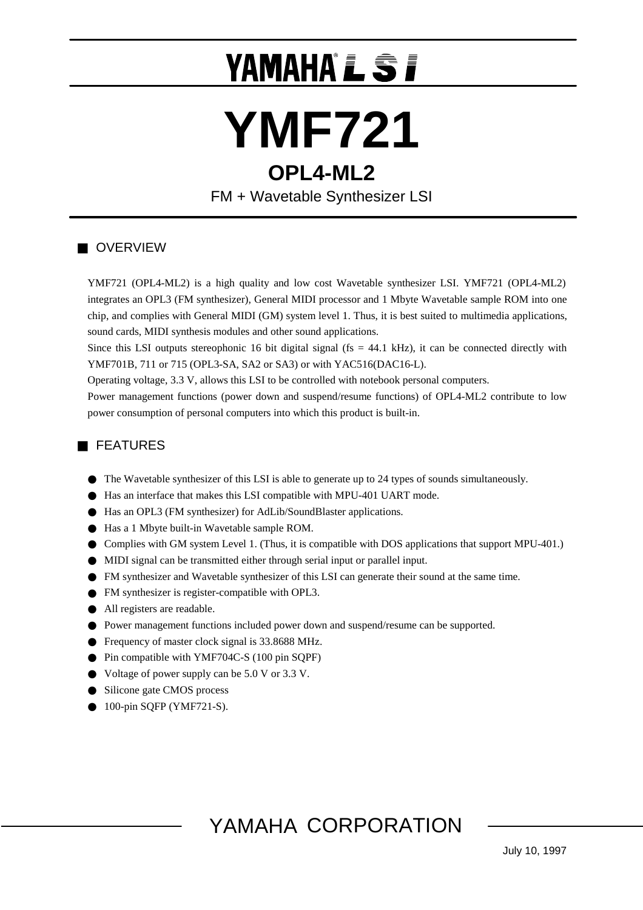# YAMAHA® LSI

# YMF721

## OPL4-ML2

FM + Wavetable Synthesizer LSI

## ■ OVERVIEW

YMF721 (OPL4-ML2) is a high quality and low cost Wavetable synthesizer LSI. YMF721 (OPL4-ML2) integrates an OPL3 (FM synthesizer), General MIDI processor and 1 Mbyte Wavetable sample ROM into one chip, and complies with General MIDI (GM) system level 1. Thus, it is best suited to multimedia applications, sound cards, MIDI synthesis modules and other sound applications.

Since this LSI outputs stereophonic 16 bit digital signal (fs = 44.1 kHz), it can be connected directly with YMF701B, 711 or 715 (OPL3-SA, SA2 or SA3) or with YAC516(DAC16-L).

Operating voltage, 3.3 V, allows this LSI to be controlled with notebook personal computers.

Power management functions (power down and suspend/resume functions) of OPL4-ML2 contribute to low power consumption of personal computers into which this product is built-in.

## ■ FEATURES

- The Wavetable synthesizer of this LSI is able to generate up to 24 types of sounds simultaneously.
- Has an interface that makes this LSI compatible with MPU-401 UART mode.
- Has an OPL3 (FM synthesizer) for AdLib/SoundBlaster applications.
- Has a 1 Mbyte built-in Wavetable sample ROM.
- Complies with GM system Level 1. (Thus, it is compatible with DOS applications that support MPU-401.)
- MIDI signal can be transmitted either through serial input or parallel input.
- FM synthesizer and Wavetable synthesizer of this LSI can generate their sound at the same time.
- FM synthesizer is register-compatible with OPL3.
- All registers are readable.
- Power management functions included power down and suspend/resume can be supported.
- Frequency of master clock signal is 33.8688 MHz.
- Pin compatible with YMF704C-S (100 pin SQPF)
- Voltage of power supply can be 5.0 V or 3.3 V.
- Silicone gate CMOS process
- 100-pin SQFP (YMF721-S).

YAMAHA CORPORATION

July 10, 1997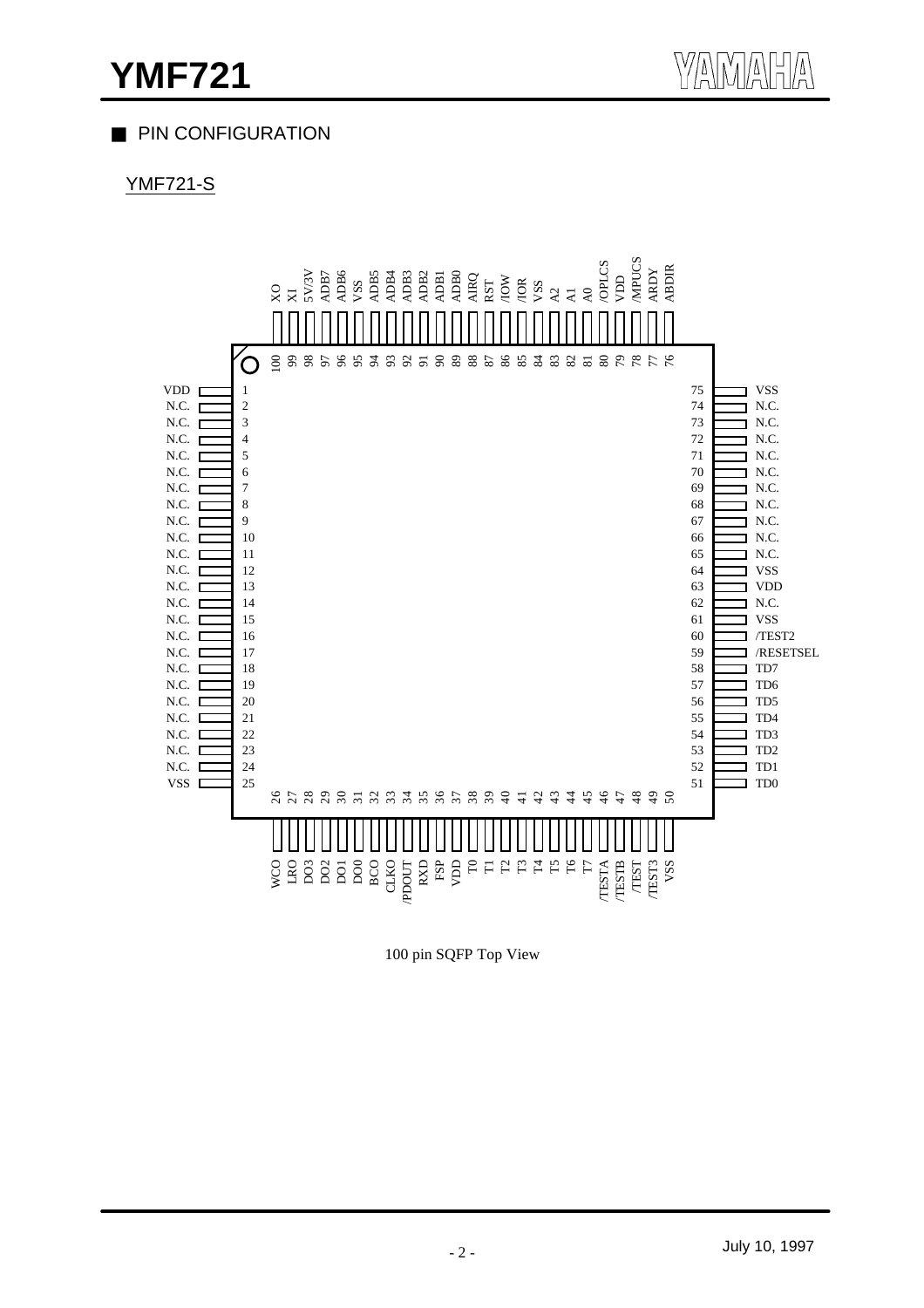## PIN CONFIGURATION

### YMF721-S

| Pin | Name | Pin | Name | Pin | Name | Pin | Name |
|---|---|---|---|---|---|---|---|
| 1 | VDD | 26 | WCO | 51 | TD0 | 76 | ABDIR |
| 2 | N.C. | 27 | LRO | 52 | TD1 | 77 | ARDY |
| 3 | N.C. | 28 | DO3 | 53 | TD2 | 78 | /MPUCS |
| 4 | N.C. | 29 | DO2 | 54 | TD3 | 79 | VDD |
| 5 | N.C. | 30 | DO1 | 55 | TD4 | 80 | /OPLCS |
| 6 | N.C. | 31 | DO0 | 56 | TD5 | 81 | A0 |
| 7 | N.C. | 32 | BCO | 57 | TD6 | 82 | A1 |
| 8 | N.C. | 33 | CLKO | 58 | TD7 | 83 | A2 |
| 9 | N.C. | 34 | /PDOUT | 59 | /RESETSEL | 84 | VSS |
| 10 | N.C. | 35 | RXD | 60 | /TEST2 | 85 | /IOR |
| 11 | N.C. | 36 | FSP | 61 | VSS | 86 | /IOW |
| 12 | N.C. | 37 | VDD | 62 | N.C. | 87 | RST |
| 13 | N.C. | 38 | T0 | 63 | VDD | 88 | AIRQ |
| 14 | N.C. | 39 | T1 | 64 | VSS | 89 | ADB0 |
| 15 | N.C. | 40 | T2 | 65 | N.C. | 90 | ADB1 |
| 16 | N.C. | 41 | T3 | 66 | N.C. | 91 | ADB2 |
| 17 | N.C. | 42 | T4 | 67 | N.C. | 92 | ADB3 |
| 18 | N.C. | 43 | T5 | 68 | N.C. | 93 | ADB4 |
| 19 | N.C. | 44 | T6 | 69 | N.C. | 94 | ADB5 |
| 20 | N.C. | 45 | T7 | 70 | N.C. | 95 | VSS |
| 21 | N.C. | 46 | /TESTA | 71 | N.C. | 96 | ADB6 |
| 22 | N.C. | 47 | /TESTB | 72 | N.C. | 97 | ADB7 |
| 23 | N.C. | 48 | /TEST | 73 | N.C. | 98 | 5V/3V |
| 24 | N.C. | 49 | /TEST3 | 74 | N.C. | 99 | XI |
| 25 | VSS | 50 | VSS | 75 | VSS | 100 | XO |

100 pin SQFP Top View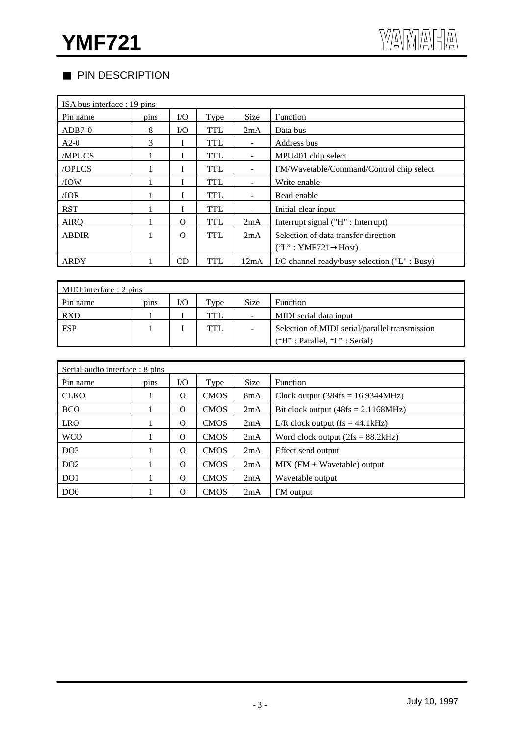## ■ PIN DESCRIPTION

| ISA bus interface : 19 pins | | | | | |
|---|---|---|---|---|---|
| Pin name | pins | I/O | Type | Size | Function |
| ADB7-0 | 8 | I/O | TTL | 2mA | Data bus |
| A2-0 | 3 | I | TTL | - | Address bus |
| /MPUCS | 1 | I | TTL | - | MPU401 chip select |
| /OPLCS | 1 | I | TTL | - | FM/Wavetable/Command/Control chip select |
| /IOW | 1 | I | TTL | - | Write enable |
| /IOR | 1 | I | TTL | - | Read enable |
| RST | 1 | I | TTL | - | Initial clear input |
| AIRQ | 1 | O | TTL | 2mA | Interrupt signal ("H" : Interrupt) |
| ABDIR | 1 | O | TTL | 2mA | Selection of data transfer direction ("L" : YMF721→Host) |
| ARDY | 1 | OD | TTL | 12mA | I/O channel ready/busy selection ("L" : Busy) |

| MIDI interface : 2 pins | | | | | |
|---|---|---|---|---|---|
| Pin name | pins | I/O | Type | Size | Function |
| RXD | 1 | I | TTL | - | MIDI serial data input |
| FSP | 1 | I | TTL | - | Selection of MIDI serial/parallel transmission ("H" : Parallel, "L" : Serial) |

| Serial audio interface : 8 pins | | | | | |
|---|---|---|---|---|---|
| Pin name | pins | I/O | Type | Size | Function |
| CLKO | 1 | O | CMOS | 8mA | Clock output (384fs = 16.9344MHz) |
| BCO | 1 | O | CMOS | 2mA | Bit clock output (48fs = 2.1168MHz) |
| LRO | 1 | O | CMOS | 2mA | L/R clock output (fs = 44.1kHz) |
| WCO | 1 | O | CMOS | 2mA | Word clock output (2fs = 88.2kHz) |
| DO3 | 1 | O | CMOS | 2mA | Effect send output |
| DO2 | 1 | O | CMOS | 2mA | MIX (FM + Wavetable) output |
| DO1 | 1 | O | CMOS | 2mA | Wavetable output |
| DO0 | 1 | O | CMOS | 2mA | FM output |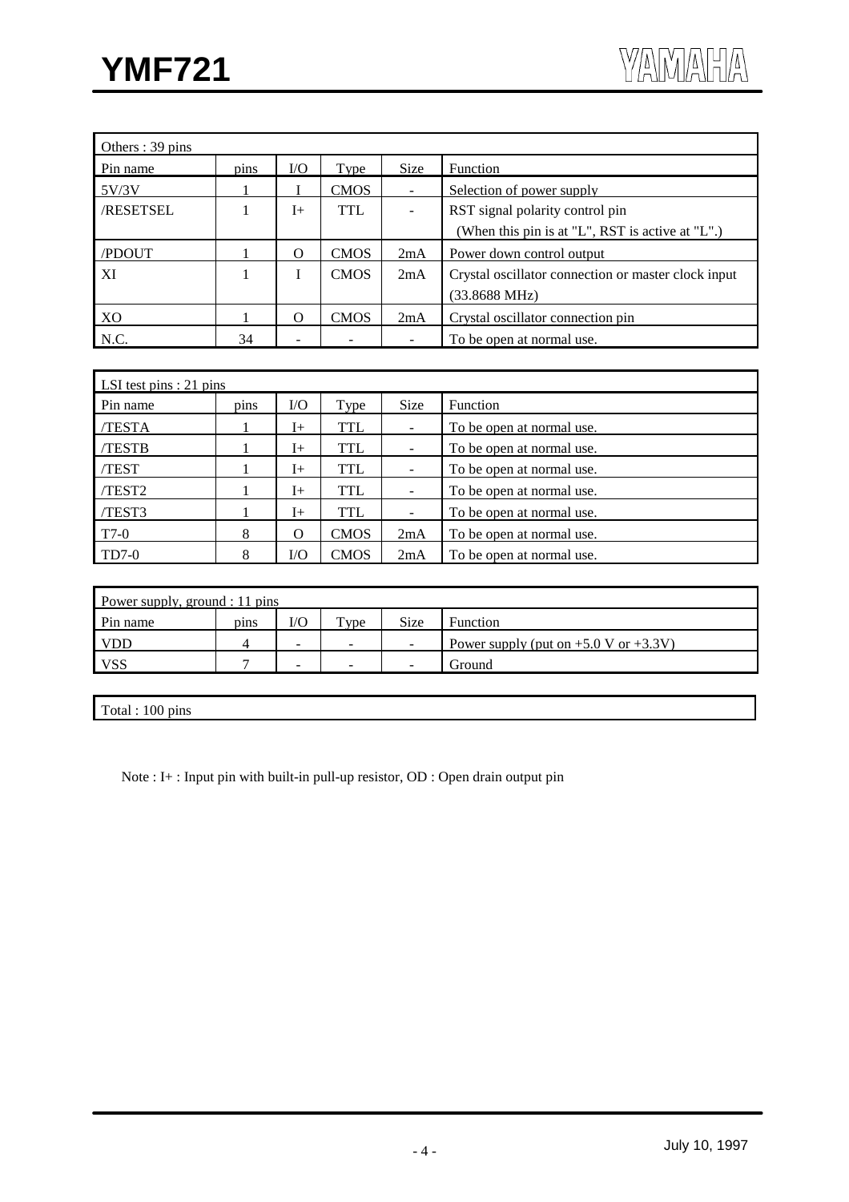| Others : 39 pins | | | | | |
|---|---|---|---|---|---|
| Pin name | pins | I/O | Type | Size | Function |
| 5V/3V | 1 | I | CMOS | - | Selection of power supply |
| /RESETSEL | 1 | I+ | TTL | - | RST signal polarity control pin (When this pin is at "L", RST is active at "L".) |
| /PDOUT | 1 | O | CMOS | 2mA | Power down control output |
| XI | 1 | I | CMOS | 2mA | Crystal oscillator connection or master clock input (33.8688 MHz) |
| XO | 1 | O | CMOS | 2mA | Crystal oscillator connection pin |
| N.C. | 34 | - | - | - | To be open at normal use. |

| LSI test pins : 21 pins | | | | | |
|---|---|---|---|---|---|
| Pin name | pins | I/O | Type | Size | Function |
| /TESTA | 1 | I+ | TTL | - | To be open at normal use. |
| /TESTB | 1 | I+ | TTL | - | To be open at normal use. |
| /TEST | 1 | I+ | TTL | - | To be open at normal use. |
| /TEST2 | 1 | I+ | TTL | - | To be open at normal use. |
| /TEST3 | 1 | I+ | TTL | - | To be open at normal use. |
| T7-0 | 8 | O | CMOS | 2mA | To be open at normal use. |
| TD7-0 | 8 | I/O | CMOS | 2mA | To be open at normal use. |

| Power supply, ground : 11 pins | | | | | |
|---|---|---|---|---|---|
| Pin name | pins | I/O | Type | Size | Function |
| VDD | 4 | - | - | - | Power supply (put on +5.0 V or +3.3V) |
| VSS | 7 | - | - | - | Ground |

Total : 100 pins

Note : I+ : Input pin with built-in pull-up resistor, OD : Open drain output pin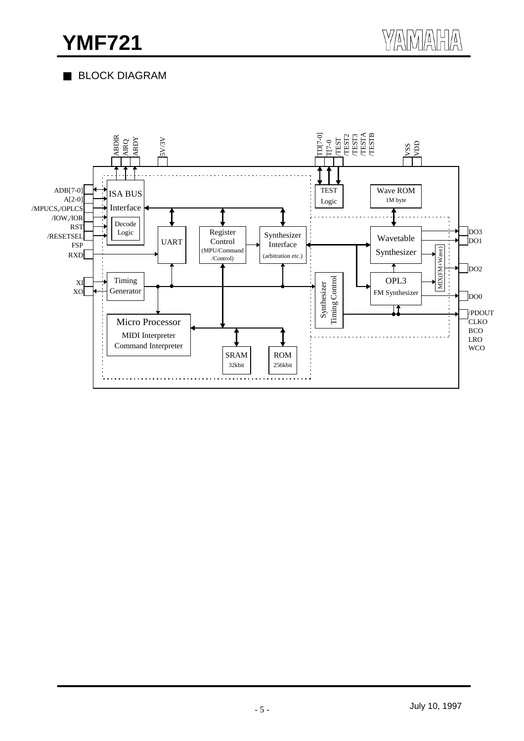## ■ BLOCK DIAGRAM

ABDIR AIRQ ARDY 5V/3V TD[7-0] T[7-0 /TEST /TEST2 /TEST3 /TESTA /TESTB VSS VDD

ADB[7-0]
A[2-0]
/MPUCS,/OPLCS
/IOW,/IOR
RST
/RESETSEL
FSP
RXD
XI
XO

ISA BUS Interface
Decode Logic
UART
Register Control (MPU/Command /Control)
Synthesizer Interface (arbitration etc.)
TEST Logic
Wave ROM 1M byte
Wavetable Synthesizer
MIX(FM+Wave)
OPL3 FM Synthesizer
Synthesizer Timing Control
Timing Generator
Micro Processor
MIDI Interpreter
Command Interpreter
SRAM 32kbit
ROM 256kbit

DO3
DO1
DO2
DO0
/PDOUT
CLKO
BCO
LRO
WCO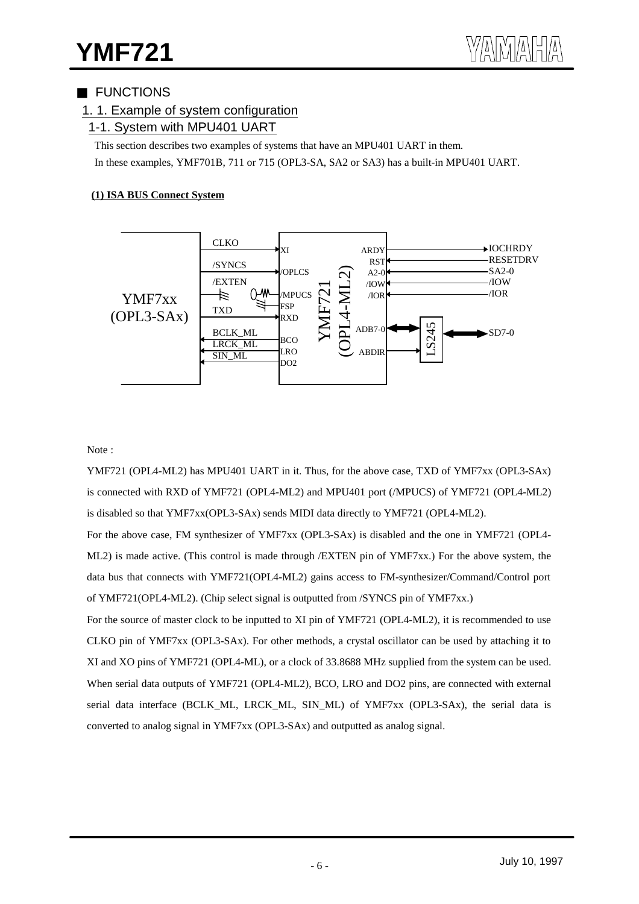## ■ FUNCTIONS

### 1. 1. Example of system configuration

### 1-1. System with MPU401 UART

This section describes two examples of systems that have an MPU401 UART in them.
In these examples, YMF701B, 711 or 715 (OPL3-SA, SA2 or SA3) has a built-in MPU401 UART.

**(1) ISA BUS Connect System**

Note :

YMF721 (OPL4-ML2) has MPU401 UART in it. Thus, for the above case, TXD of YMF7xx (OPL3-SAx) is connected with RXD of YMF721 (OPL4-ML2) and MPU401 port (/MPUCS) of YMF721 (OPL4-ML2) is disabled so that YMF7xx(OPL3-SAx) sends MIDI data directly to YMF721 (OPL4-ML2).

For the above case, FM synthesizer of YMF7xx (OPL3-SAx) is disabled and the one in YMF721 (OPL4-ML2) is made active. (This control is made through /EXTEN pin of YMF7xx.) For the above system, the data bus that connects with YMF721(OPL4-ML2) gains access to FM-synthesizer/Command/Control port of YMF721(OPL4-ML2). (Chip select signal is outputted from /SYNCS pin of YMF7xx.)

For the source of master clock to be inputted to XI pin of YMF721 (OPL4-ML2), it is recommended to use CLKO pin of YMF7xx (OPL3-SAx). For other methods, a crystal oscillator can be used by attaching it to XI and XO pins of YMF721 (OPL4-ML), or a clock of 33.8688 MHz supplied from the system can be used.

When serial data outputs of YMF721 (OPL4-ML2), BCO, LRO and DO2 pins, are connected with external serial data interface (BCLK_ML, LRCK_ML, SIN_ML) of YMF7xx (OPL3-SAx), the serial data is converted to analog signal in YMF7xx (OPL3-SAx) and outputted as analog signal.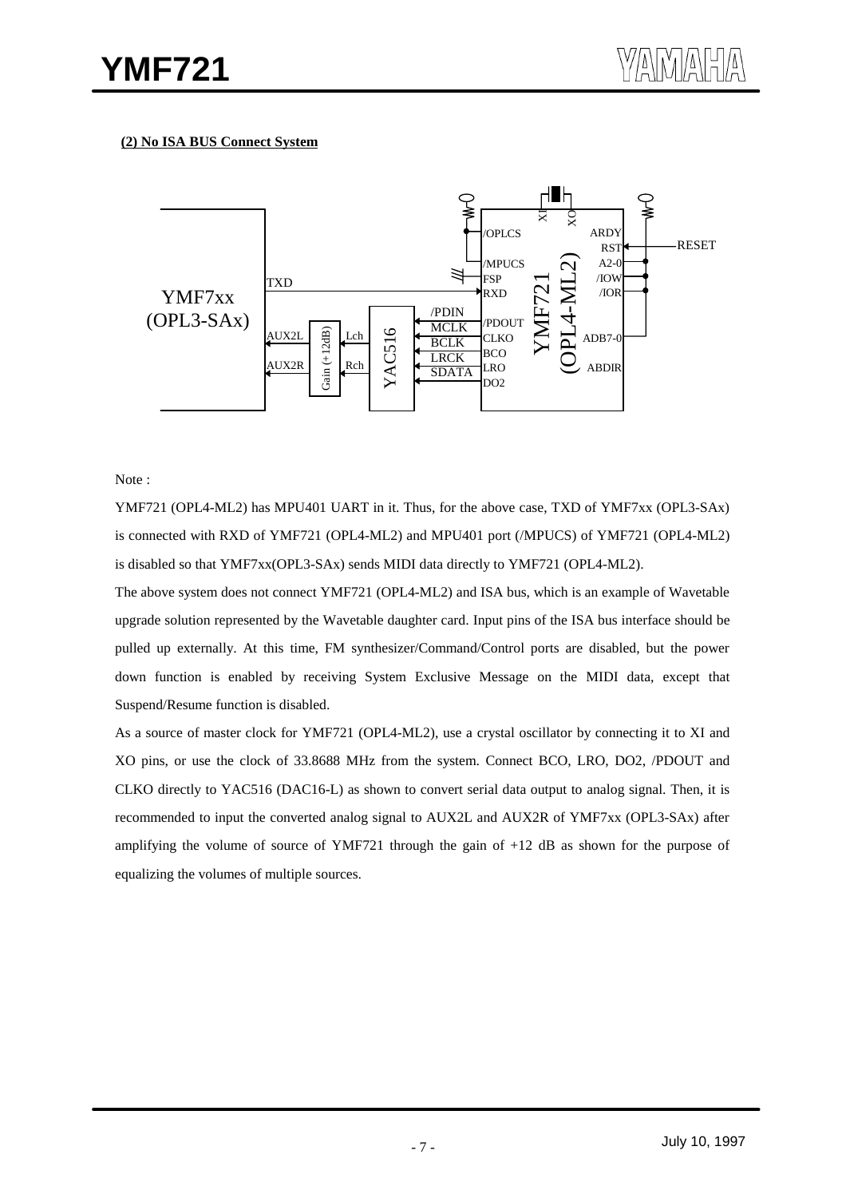**(2) No ISA BUS Connect System**

Note :

YMF721 (OPL4-ML2) has MPU401 UART in it. Thus, for the above case, TXD of YMF7xx (OPL3-SAx) is connected with RXD of YMF721 (OPL4-ML2) and MPU401 port (/MPUCS) of YMF721 (OPL4-ML2) is disabled so that YMF7xx(OPL3-SAx) sends MIDI data directly to YMF721 (OPL4-ML2).

The above system does not connect YMF721 (OPL4-ML2) and ISA bus, which is an example of Wavetable upgrade solution represented by the Wavetable daughter card. Input pins of the ISA bus interface should be pulled up externally. At this time, FM synthesizer/Command/Control ports are disabled, but the power down function is enabled by receiving System Exclusive Message on the MIDI data, except that Suspend/Resume function is disabled.

As a source of master clock for YMF721 (OPL4-ML2), use a crystal oscillator by connecting it to XI and XO pins, or use the clock of 33.8688 MHz from the system. Connect BCO, LRO, DO2, /PDOUT and CLKO directly to YAC516 (DAC16-L) as shown to convert serial data output to analog signal. Then, it is recommended to input the converted analog signal to AUX2L and AUX2R of YMF7xx (OPL3-SAx) after amplifying the volume of source of YMF721 through the gain of +12 dB as shown for the purpose of equalizing the volumes of multiple sources.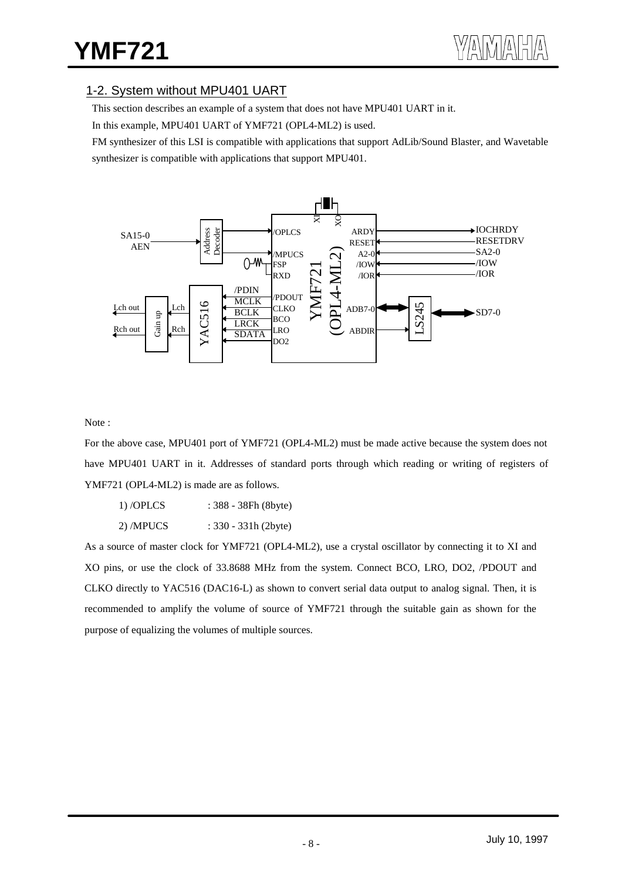## 1-2. System without MPU401 UART

This section describes an example of a system that does not have MPU401 UART in it.

In this example, MPU401 UART of YMF721 (OPL4-ML2) is used.

FM synthesizer of this LSI is compatible with applications that support AdLib/Sound Blaster, and Wavetable synthesizer is compatible with applications that support MPU401.

Note :

For the above case, MPU401 port of YMF721 (OPL4-ML2) must be made active because the system does not have MPU401 UART in it. Addresses of standard ports through which reading or writing of registers of YMF721 (OPL4-ML2) is made are as follows.

1) /OPLCS : 388 - 38Fh (8byte)

2) /MPUCS : 330 - 331h (2byte)

As a source of master clock for YMF721 (OPL4-ML2), use a crystal oscillator by connecting it to XI and XO pins, or use the clock of 33.8688 MHz from the system. Connect BCO, LRO, DO2, /PDOUT and CLKO directly to YAC516 (DAC16-L) as shown to convert serial data output to analog signal. Then, it is recommended to amplify the volume of source of YMF721 through the suitable gain as shown for the purpose of equalizing the volumes of multiple sources.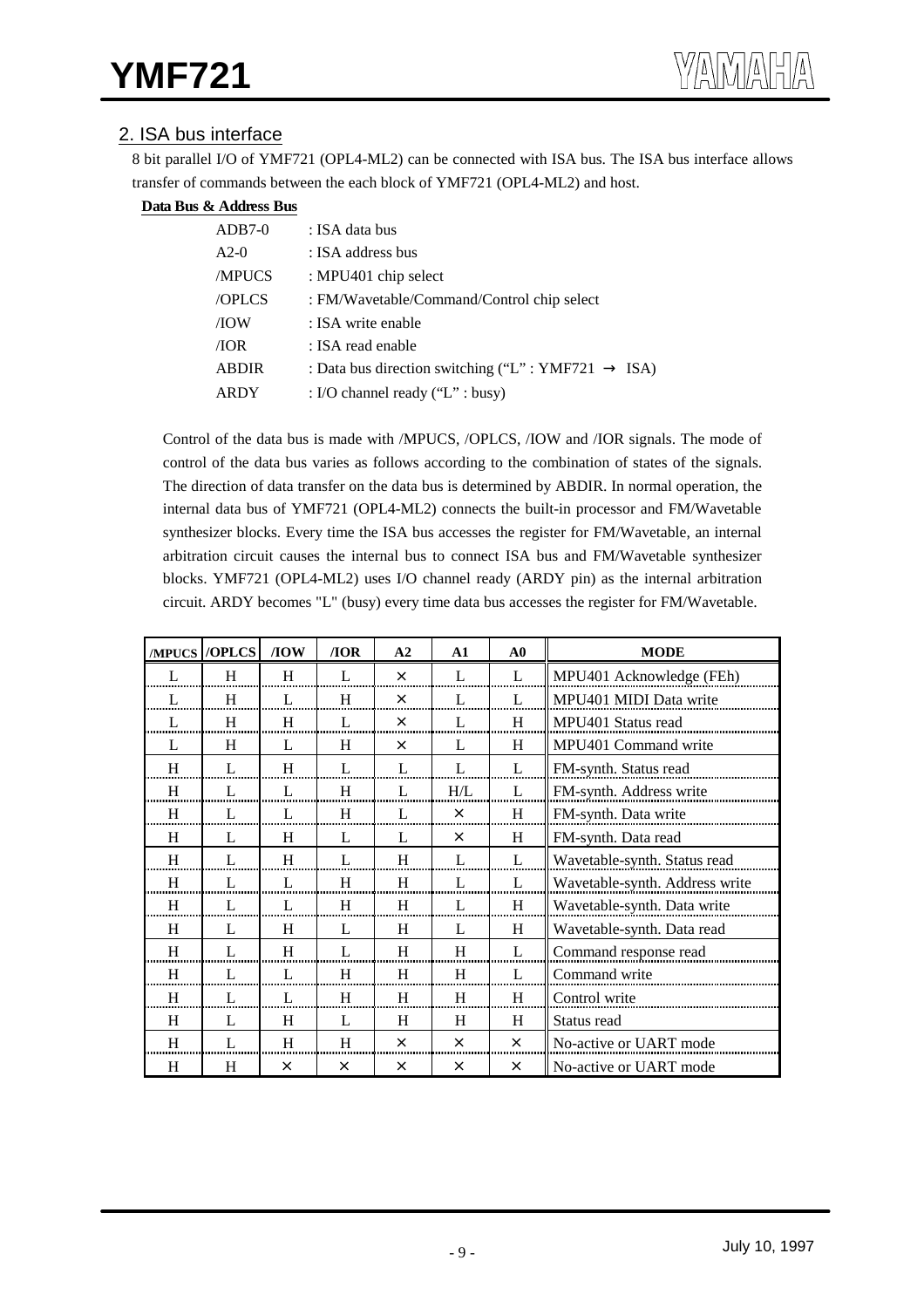## 2. ISA bus interface

8 bit parallel I/O of YMF721 (OPL4-ML2) can be connected with ISA bus. The ISA bus interface allows transfer of commands between the each block of YMF721 (OPL4-ML2) and host.

**Data Bus & Address Bus**

| | |
|---|---|
| ADB7-0 | : ISA data bus |
| A2-0 | : ISA address bus |
| /MPUCS | : MPU401 chip select |
| /OPLCS | : FM/Wavetable/Command/Control chip select |
| /IOW | : ISA write enable |
| /IOR | : ISA read enable |
| ABDIR | : Data bus direction switching ("L" : YMF721 → ISA) |
| ARDY | : I/O channel ready ("L" : busy) |

Control of the data bus is made with /MPUCS, /OPLCS, /IOW and /IOR signals. The mode of control of the data bus varies as follows according to the combination of states of the signals. The direction of data transfer on the data bus is determined by ABDIR. In normal operation, the internal data bus of YMF721 (OPL4-ML2) connects the built-in processor and FM/Wavetable synthesizer blocks. Every time the ISA bus accesses the register for FM/Wavetable, an internal arbitration circuit causes the internal bus to connect ISA bus and FM/Wavetable synthesizer blocks. YMF721 (OPL4-ML2) uses I/O channel ready (ARDY pin) as the internal arbitration circuit. ARDY becomes "L" (busy) every time data bus accesses the register for FM/Wavetable.

| /MPUCS | /OPLCS | /IOW | /IOR | A2 | A1 | A0 | MODE |
|---|---|---|---|---|---|---|---|
| L | H | H | L | × | L | L | MPU401 Acknowledge (FEh) |
| L | H | L | H | × | L | L | MPU401 MIDI Data write |
| L | H | H | L | × | L | H | MPU401 Status read |
| L | H | L | H | × | L | H | MPU401 Command write |
| H | L | H | L | L | L | L | FM-synth. Status read |
| H | L | L | H | L | H/L | L | FM-synth. Address write |
| H | L | L | H | L | × | H | FM-synth. Data write |
| H | L | H | L | L | × | H | FM-synth. Data read |
| H | L | H | L | H | L | L | Wavetable-synth. Status read |
| H | L | L | H | H | L | L | Wavetable-synth. Address write |
| H | L | L | H | H | L | H | Wavetable-synth. Data write |
| H | L | H | L | H | L | H | Wavetable-synth. Data read |
| H | L | H | L | H | H | L | Command response read |
| H | L | L | H | H | H | L | Command write |
| H | L | L | H | H | H | H | Control write |
| H | L | H | L | H | H | H | Status read |
| H | L | H | H | × | × | × | No-active or UART mode |
| H | H | × | × | × | × | × | No-active or UART mode |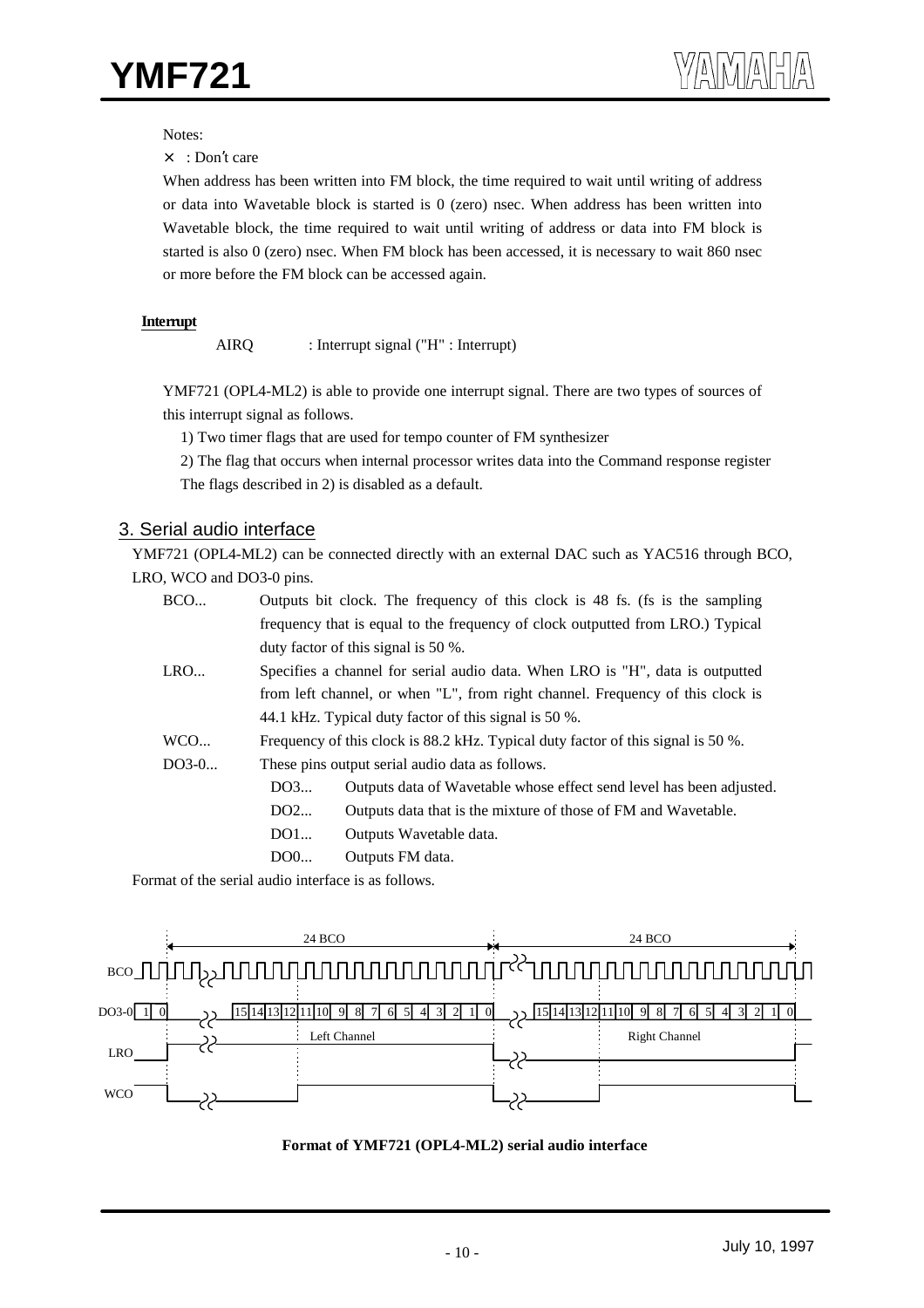Notes:

× : Don't care

When address has been written into FM block, the time required to wait until writing of address or data into Wavetable block is started is 0 (zero) nsec. When address has been written into Wavetable block, the time required to wait until writing of address or data into FM block is started is also 0 (zero) nsec. When FM block has been accessed, it is necessary to wait 860 nsec or more before the FM block can be accessed again.

**Interrupt**

AIRQ : Interrupt signal ("H" : Interrupt)

YMF721 (OPL4-ML2) is able to provide one interrupt signal. There are two types of sources of this interrupt signal as follows.

1) Two timer flags that are used for tempo counter of FM synthesizer

2) The flag that occurs when internal processor writes data into the Command response register

The flags described in 2) is disabled as a default.

## 3. Serial audio interface

YMF721 (OPL4-ML2) can be connected directly with an external DAC such as YAC516 through BCO, LRO, WCO and DO3-0 pins.

- BCO... Outputs bit clock. The frequency of this clock is 48 fs. (fs is the sampling frequency that is equal to the frequency of clock outputted from LRO.) Typical duty factor of this signal is 50 %.
- LRO... Specifies a channel for serial audio data. When LRO is "H", data is outputted from left channel, or when "L", from right channel. Frequency of this clock is 44.1 kHz. Typical duty factor of this signal is 50 %.
- WCO... Frequency of this clock is 88.2 kHz. Typical duty factor of this signal is 50 %.
- DO3-0... These pins output serial audio data as follows.
  - DO3... Outputs data of Wavetable whose effect send level has been adjusted.
  - DO2... Outputs data that is the mixture of those of FM and Wavetable.
  - DO1... Outputs Wavetable data.
  - DO0... Outputs FM data.

Format of the serial audio interface is as follows.

**Format of YMF721 (OPL4-ML2) serial audio interface**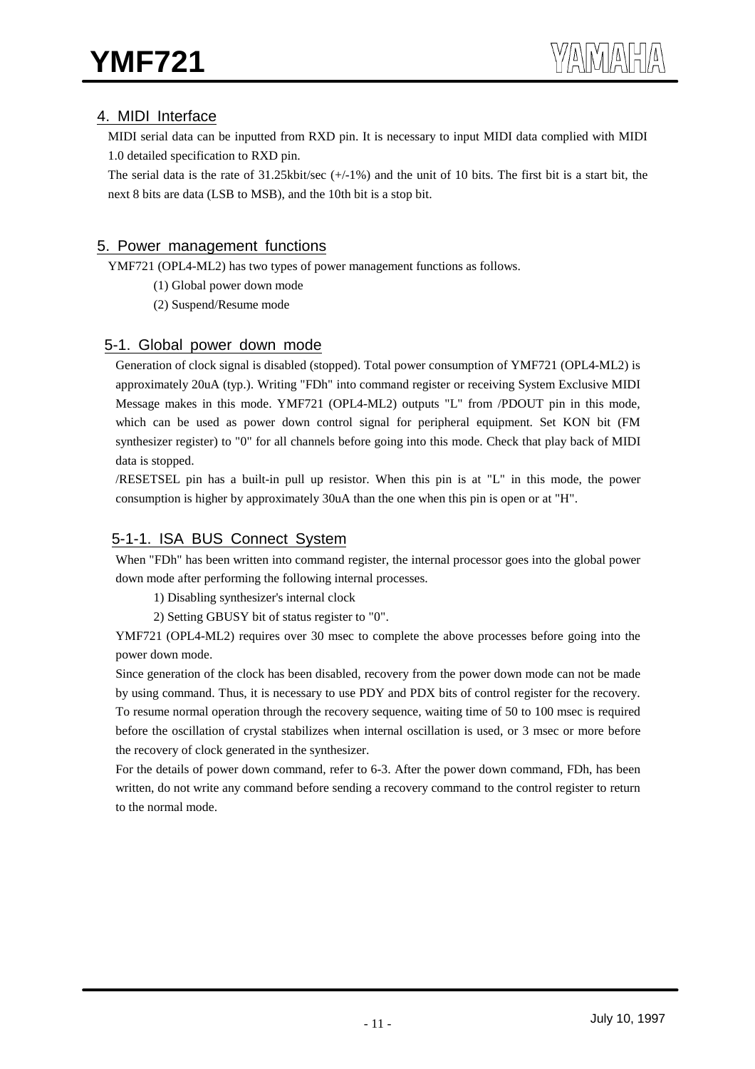## 4. MIDI Interface

MIDI serial data can be inputted from RXD pin. It is necessary to input MIDI data complied with MIDI 1.0 detailed specification to RXD pin.

The serial data is the rate of 31.25kbit/sec (+/-1%) and the unit of 10 bits. The first bit is a start bit, the next 8 bits are data (LSB to MSB), and the 10th bit is a stop bit.

## 5. Power management functions

YMF721 (OPL4-ML2) has two types of power management functions as follows.

(1) Global power down mode

(2) Suspend/Resume mode

### 5-1. Global power down mode

Generation of clock signal is disabled (stopped). Total power consumption of YMF721 (OPL4-ML2) is approximately 20uA (typ.). Writing "FDh" into command register or receiving System Exclusive MIDI Message makes in this mode. YMF721 (OPL4-ML2) outputs "L" from /PDOUT pin in this mode, which can be used as power down control signal for peripheral equipment. Set KON bit (FM synthesizer register) to "0" for all channels before going into this mode. Check that play back of MIDI data is stopped.

/RESETSEL pin has a built-in pull up resistor. When this pin is at "L" in this mode, the power consumption is higher by approximately 30uA than the one when this pin is open or at "H".

#### 5-1-1. ISA BUS Connect System

When "FDh" has been written into command register, the internal processor goes into the global power down mode after performing the following internal processes.

1) Disabling synthesizer's internal clock

2) Setting GBUSY bit of status register to "0".

YMF721 (OPL4-ML2) requires over 30 msec to complete the above processes before going into the power down mode.

Since generation of the clock has been disabled, recovery from the power down mode can not be made by using command. Thus, it is necessary to use PDY and PDX bits of control register for the recovery. To resume normal operation through the recovery sequence, waiting time of 50 to 100 msec is required before the oscillation of crystal stabilizes when internal oscillation is used, or 3 msec or more before the recovery of clock generated in the synthesizer.

For the details of power down command, refer to 6-3. After the power down command, FDh, has been written, do not write any command before sending a recovery command to the control register to return to the normal mode.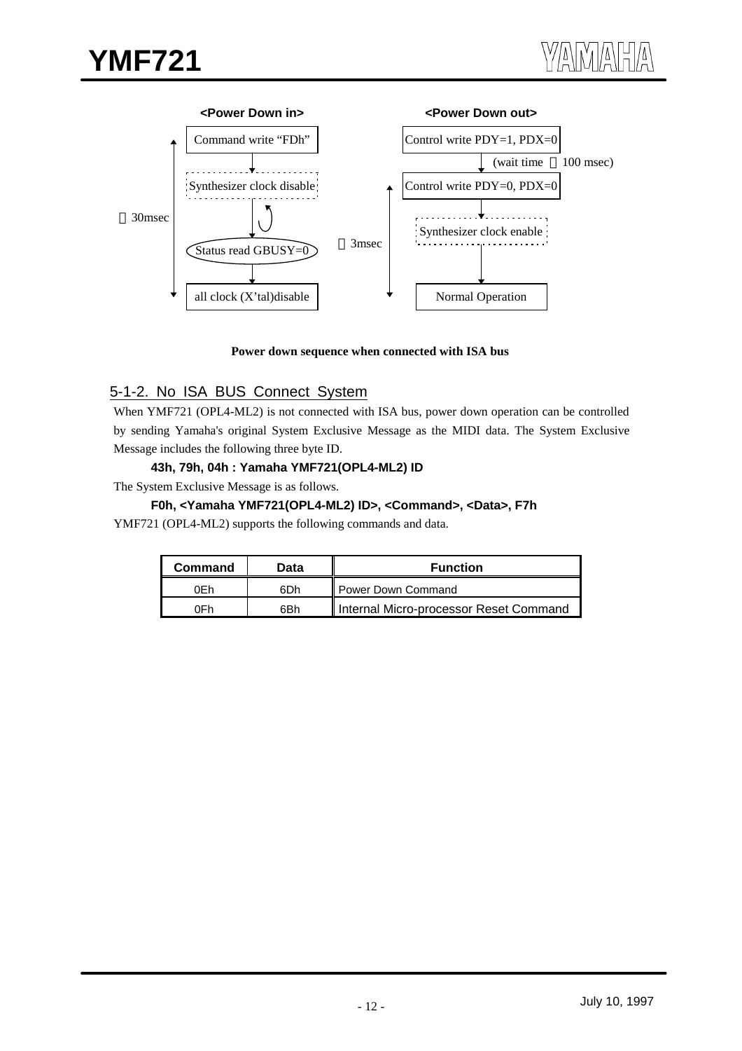**<Power Down in>**

Command write "FDh"

↓

Synthesizer clock disable

↓

Status read GBUSY=0

↓

all clock (X'tal)disable

(≦30msec)

**<Power Down out>**

Control write PDY=1, PDX=0

↓ (wait time ≧100 msec)

Control write PDY=0, PDX=0

↓

Synthesizer clock enable

↓

Normal Operation

(≦3msec)

**Power down sequence when connected with ISA bus**

## 5-1-2. No ISA BUS Connect System

When YMF721 (OPL4-ML2) is not connected with ISA bus, power down operation can be controlled by sending Yamaha's original System Exclusive Message as the MIDI data. The System Exclusive Message includes the following three byte ID.

**43h, 79h, 04h : Yamaha YMF721(OPL4-ML2) ID**

The System Exclusive Message is as follows.

**F0h, <Yamaha YMF721(OPL4-ML2) ID>, <Command>, <Data>, F7h**

YMF721 (OPL4-ML2) supports the following commands and data.

| Command | Data | Function |
|---|---|---|
| 0Eh | 6Dh | Power Down Command |
| 0Fh | 6Bh | Internal Micro-processor Reset Command |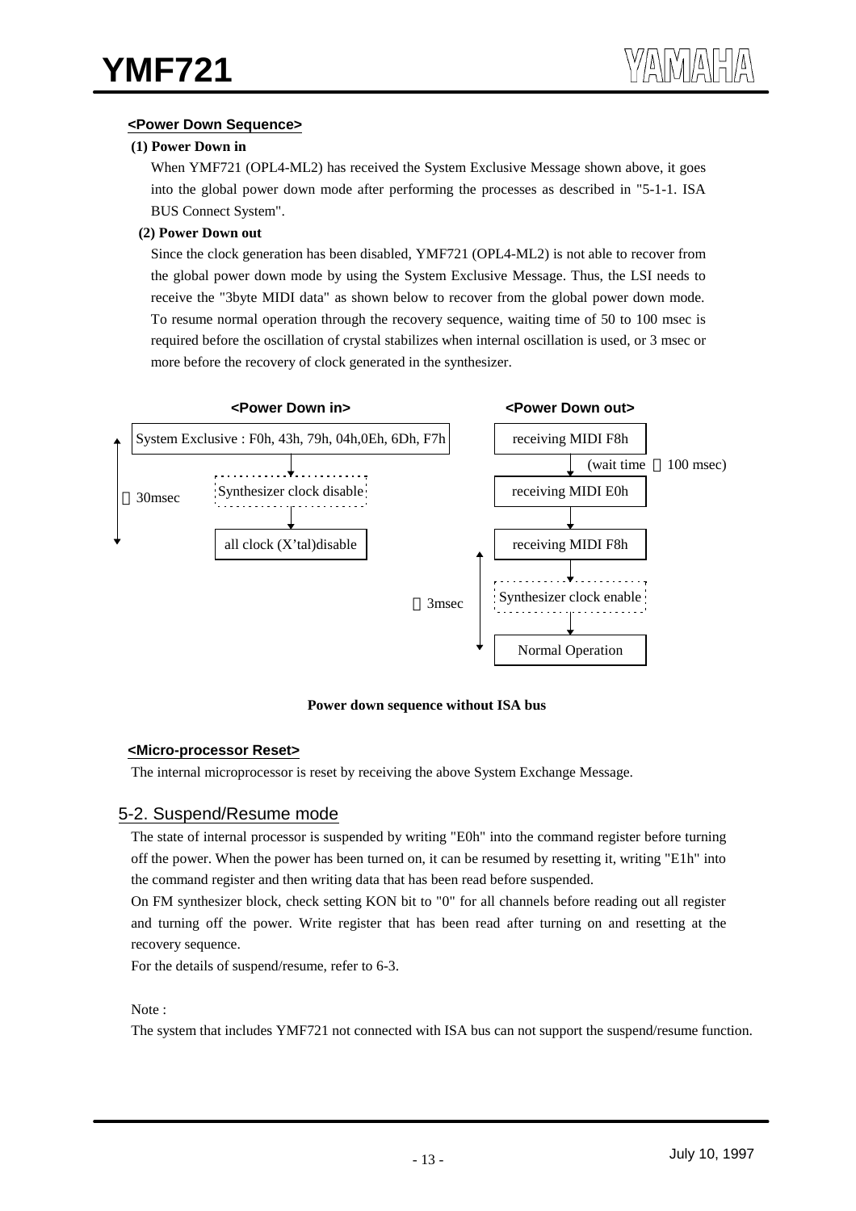**<Power Down Sequence>**

**(1) Power Down in**

When YMF721 (OPL4-ML2) has received the System Exclusive Message shown above, it goes into the global power down mode after performing the processes as described in "5-1-1. ISA BUS Connect System".

**(2) Power Down out**

Since the clock generation has been disabled, YMF721 (OPL4-ML2) is not able to recover from the global power down mode by using the System Exclusive Message. Thus, the LSI needs to receive the "3byte MIDI data" as shown below to recover from the global power down mode. To resume normal operation through the recovery sequence, waiting time of 50 to 100 msec is required before the oscillation of crystal stabilizes when internal oscillation is used, or 3 msec or more before the recovery of clock generated in the synthesizer.

**<Power Down in>**

System Exclusive : F0h, 43h, 79h, 04h,0Eh, 6Dh, F7h
↓
Synthesizer clock disable
↓
all clock (X'tal)disable

(30msec)

**<Power Down out>**

receiving MIDI F8h
↓ (wait time 100 msec)
receiving MIDI E0h
↓
receiving MIDI F8h
↓
Synthesizer clock enable
↓
Normal Operation

(3msec)

**Power down sequence without ISA bus**

**<Micro-processor Reset>**

The internal microprocessor is reset by receiving the above System Exchange Message.

## 5-2. Suspend/Resume mode

The state of internal processor is suspended by writing "E0h" into the command register before turning off the power. When the power has been turned on, it can be resumed by resetting it, writing "E1h" into the command register and then writing data that has been read before suspended.

On FM synthesizer block, check setting KON bit to "0" for all channels before reading out all register and turning off the power. Write register that has been read after turning on and resetting at the recovery sequence.

For the details of suspend/resume, refer to 6-3.

Note :

The system that includes YMF721 not connected with ISA bus can not support the suspend/resume function.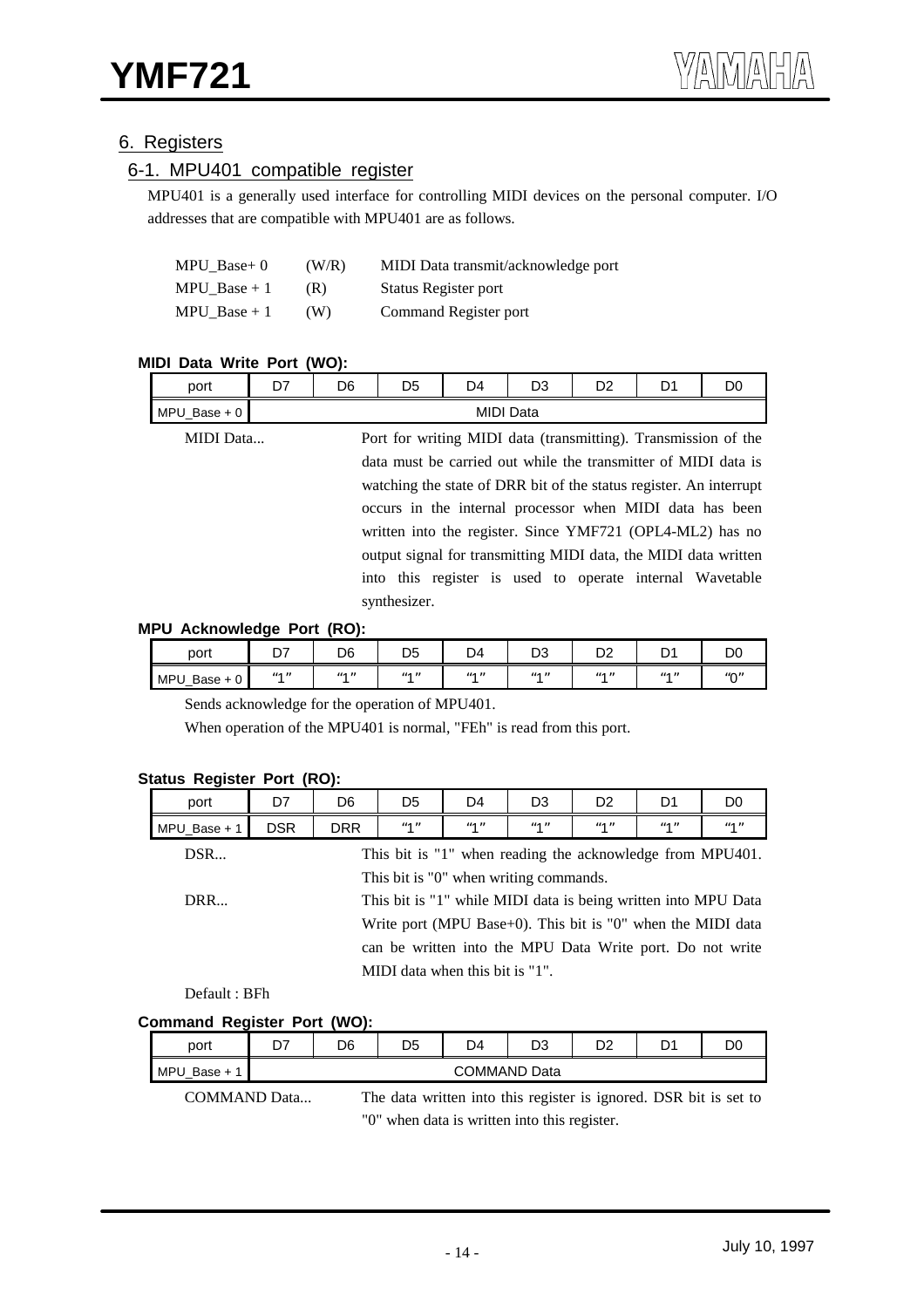## 6. Registers

### 6-1. MPU401 compatible register

MPU401 is a generally used interface for controlling MIDI devices on the personal computer. I/O addresses that are compatible with MPU401 are as follows.

| | | |
|---|---|---|
| MPU_Base+ 0 | (W/R) | MIDI Data transmit/acknowledge port |
| MPU_Base + 1 | (R) | Status Register port |
| MPU_Base + 1 | (W) | Command Register port |

**MIDI Data Write Port (WO):**

| port | D7 | D6 | D5 | D4 | D3 | D2 | D1 | D0 |
|---|---|---|---|---|---|---|---|---|
| MPU_Base + 0 | MIDI Data | | | | | | | |

MIDI Data... Port for writing MIDI data (transmitting). Transmission of the data must be carried out while the transmitter of MIDI data is watching the state of DRR bit of the status register. An interrupt occurs in the internal processor when MIDI data has been written into the register. Since YMF721 (OPL4-ML2) has no output signal for transmitting MIDI data, the MIDI data written into this register is used to operate internal Wavetable synthesizer.

**MPU Acknowledge Port (RO):**

| port | D7 | D6 | D5 | D4 | D3 | D2 | D1 | D0 |
|---|---|---|---|---|---|---|---|---|
| MPU_Base + 0 | "1" | "1" | "1" | "1" | "1" | "1" | "1" | "0" |

Sends acknowledge for the operation of MPU401.

When operation of the MPU401 is normal, "FEh" is read from this port.

**Status Register Port (RO):**

| port | D7 | D6 | D5 | D4 | D3 | D2 | D1 | D0 |
|---|---|---|---|---|---|---|---|---|
| MPU_Base + 1 | DSR | DRR | "1" | "1" | "1" | "1" | "1" | "1" |

DSR... This bit is "1" when reading the acknowledge from MPU401. This bit is "0" when writing commands.

DRR... This bit is "1" while MIDI data is being written into MPU Data Write port (MPU Base+0). This bit is "0" when the MIDI data can be written into the MPU Data Write port. Do not write MIDI data when this bit is "1".

Default : BFh

**Command Register Port (WO):**

| port | D7 | D6 | D5 | D4 | D3 | D2 | D1 | D0 |
|---|---|---|---|---|---|---|---|---|
| MPU_Base + 1 | COMMAND Data | | | | | | | |

COMMAND Data... The data written into this register is ignored. DSR bit is set to "0" when data is written into this register.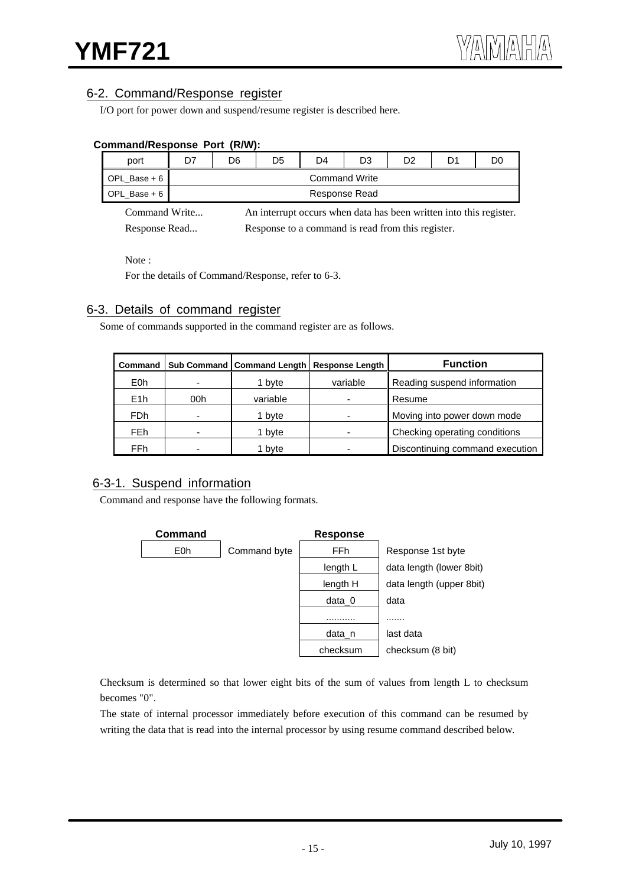## 6-2. Command/Response register

I/O port for power down and suspend/resume register is described here.

**Command/Response Port (R/W):**

| port | D7 | D6 | D5 | D4 | D3 | D2 | D1 | D0 |
|---|---|---|---|---|---|---|---|---|
| OPL_Base + 6 | Command Write | | | | | | | |
| OPL_Base + 6 | Response Read | | | | | | | |

Command Write... An interrupt occurs when data has been written into this register.

Response Read... Response to a command is read from this register.

Note :

For the details of Command/Response, refer to 6-3.

## 6-3. Details of command register

Some of commands supported in the command register are as follows.

| Command | Sub Command | Command Length | Response Length | Function |
|---|---|---|---|---|
| E0h | - | 1 byte | variable | Reading suspend information |
| E1h | 00h | variable | - | Resume |
| FDh | - | 1 byte | - | Moving into power down mode |
| FEh | - | 1 byte | - | Checking operating conditions |
| FFh | - | 1 byte | - | Discontinuing command execution |

### 6-3-1. Suspend information

Command and response have the following formats.

| Command | | Response | |
|---|---|---|---|
| E0h | Command byte | FFh | Response 1st byte |
| | | length L | data length (lower 8bit) |
| | | length H | data length (upper 8bit) |
| | | data_0 | data |
| | | ........... | ....... |
| | | data_n | last data |
| | | checksum | checksum (8 bit) |

Checksum is determined so that lower eight bits of the sum of values from length L to checksum becomes "0".

The state of internal processor immediately before execution of this command can be resumed by writing the data that is read into the internal processor by using resume command described below.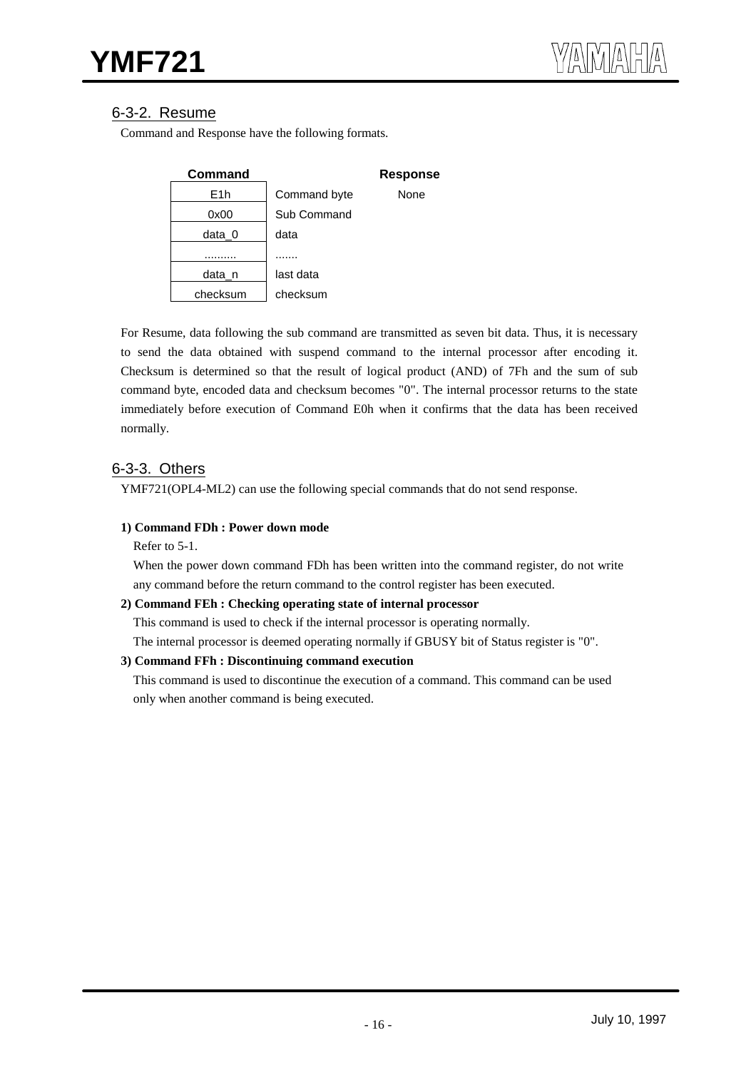### 6-3-2. Resume

Command and Response have the following formats.

| Command | | Response |
|---|---|---|
| E1h | Command byte | None |
| 0x00 | Sub Command | |
| data_0 | data | |
| .......... | ....... | |
| data_n | last data | |
| checksum | checksum | |

For Resume, data following the sub command are transmitted as seven bit data. Thus, it is necessary to send the data obtained with suspend command to the internal processor after encoding it. Checksum is determined so that the result of logical product (AND) of 7Fh and the sum of sub command byte, encoded data and checksum becomes "0". The internal processor returns to the state immediately before execution of Command E0h when it confirms that the data has been received normally.

### 6-3-3. Others

YMF721(OPL4-ML2) can use the following special commands that do not send response.

**1) Command FDh : Power down mode**

Refer to 5-1.

When the power down command FDh has been written into the command register, do not write any command before the return command to the control register has been executed.

**2) Command FEh : Checking operating state of internal processor**

This command is used to check if the internal processor is operating normally.

The internal processor is deemed operating normally if GBUSY bit of Status register is "0".

**3) Command FFh : Discontinuing command execution**

This command is used to discontinue the execution of a command. This command can be used only when another command is being executed.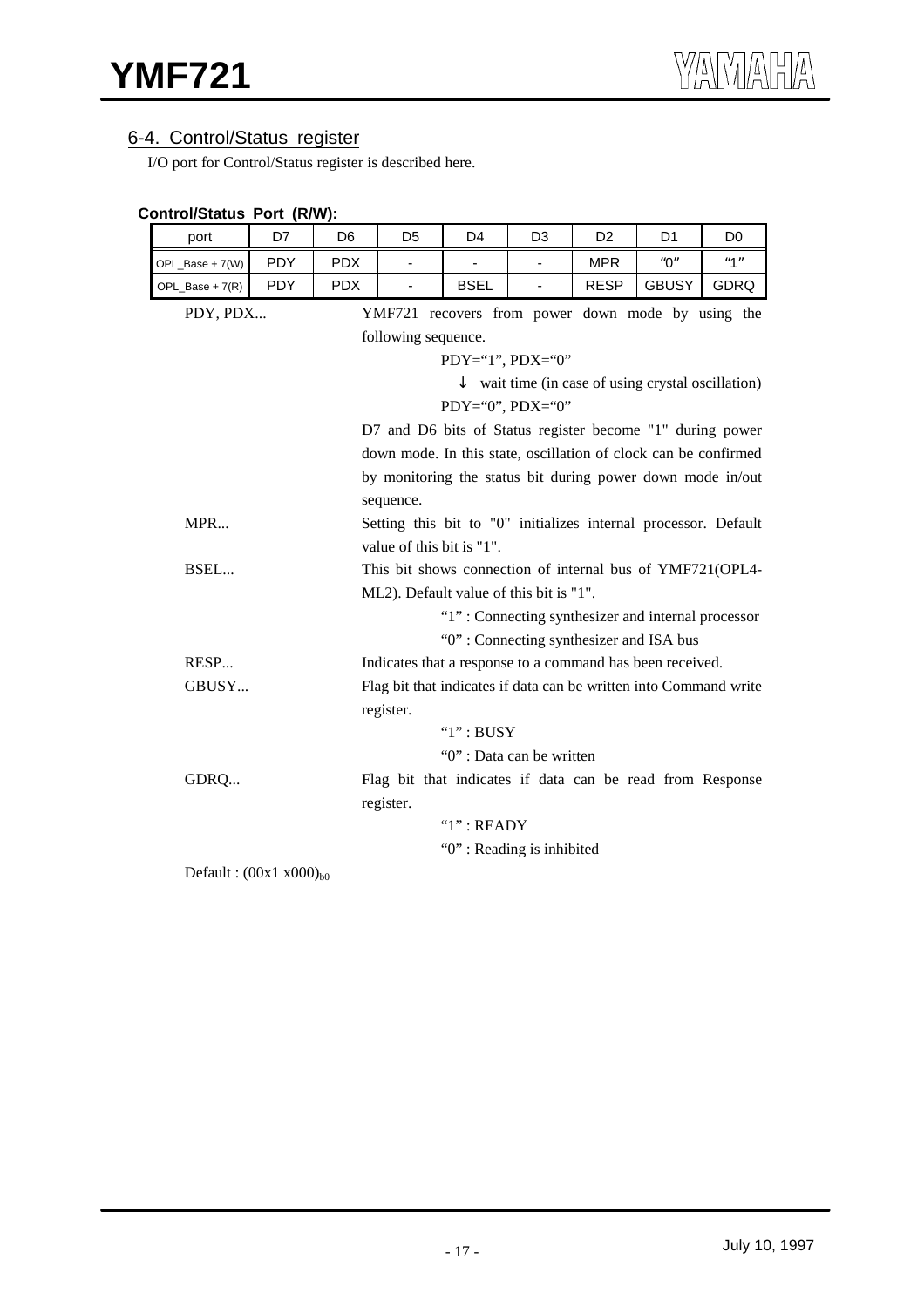## 6-4. Control/Status register

I/O port for Control/Status register is described here.

**Control/Status Port (R/W):**

| port | D7 | D6 | D5 | D4 | D3 | D2 | D1 | D0 |
|---|---|---|---|---|---|---|---|---|
| OPL_Base + 7(W) | PDY | PDX | - | - | - | MPR | "0" | "1" |
| OPL_Base + 7(R) | PDY | PDX | - | BSEL | - | RESP | GBUSY | GDRQ |

PDY, PDX... YMF721 recovers from power down mode by using the following sequence.

PDY="1", PDX="0"

↓ wait time (in case of using crystal oscillation)

PDY="0", PDX="0"

D7 and D6 bits of Status register become "1" during power down mode. In this state, oscillation of clock can be confirmed by monitoring the status bit during power down mode in/out sequence.

MPR... Setting this bit to "0" initializes internal processor. Default value of this bit is "1".

BSEL... This bit shows connection of internal bus of YMF721(OPL4-ML2). Default value of this bit is "1".

"1" : Connecting synthesizer and internal processor

"0" : Connecting synthesizer and ISA bus

RESP... Indicates that a response to a command has been received.

GBUSY... Flag bit that indicates if data can be written into Command write register.

"1" : BUSY

"0" : Data can be written

GDRQ... Flag bit that indicates if data can be read from Response register.

"1" : READY

"0" : Reading is inhibited

Default : $(00x1\ x000)_{b0}$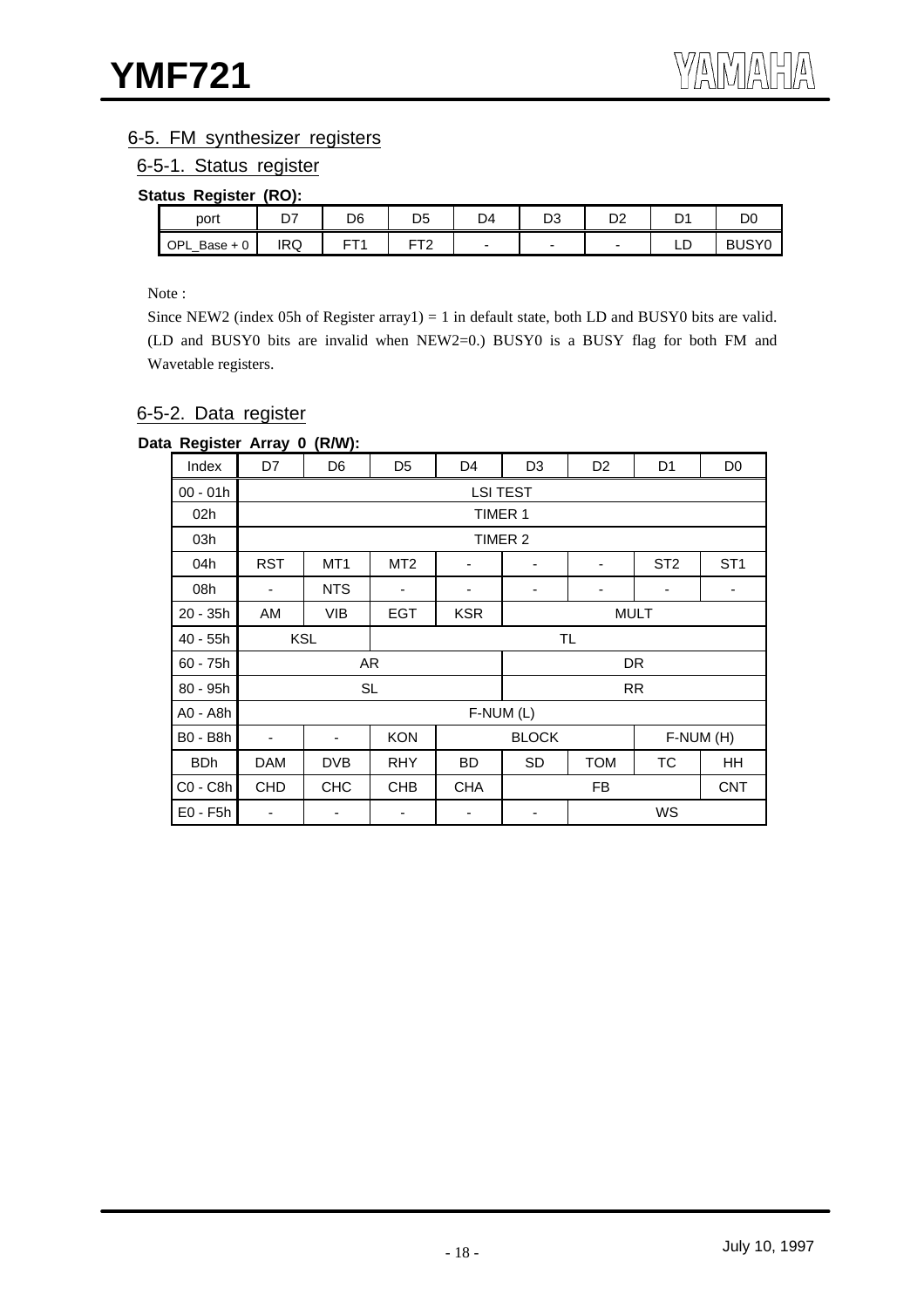## 6-5. FM synthesizer registers

### 6-5-1. Status register

**Status Register (RO):**

| port | D7 | D6 | D5 | D4 | D3 | D2 | D1 | D0 |
|---|---|---|---|---|---|---|---|---|
| OPL_Base + 0 | IRQ | FT1 | FT2 | - | - | - | LD | BUSY0 |

Note :

Since NEW2 (index 05h of Register array1) = 1 in default state, both LD and BUSY0 bits are valid. (LD and BUSY0 bits are invalid when NEW2=0.) BUSY0 is a BUSY flag for both FM and Wavetable registers.

### 6-5-2. Data register

**Data Register Array 0 (R/W):**

| Index | D7 | D6 | D5 | D4 | D3 | D2 | D1 | D0 |
|---|---|---|---|---|---|---|---|---|
| 00 - 01h | LSI TEST | | | | | | | |
| 02h | TIMER 1 | | | | | | | |
| 03h | TIMER 2 | | | | | | | |
| 04h | RST | MT1 | MT2 | - | - | - | ST2 | ST1 |
| 08h | - | NTS | - | - | - | - | - | - |
| 20 - 35h | AM | VIB | EGT | KSR | MULT | | | |
| 40 - 55h | KSL | | TL | | | | | |
| 60 - 75h | AR | | | | DR | | | |
| 80 - 95h | SL | | | | RR | | | |
| A0 - A8h | F-NUM (L) | | | | | | | |
| B0 - B8h | - | - | KON | BLOCK | | | F-NUM (H) | |
| BDh | DAM | DVB | RHY | BD | SD | TOM | TC | HH |
| C0 - C8h | CHD | CHC | CHB | CHA | FB | | | CNT |
| E0 - F5h | - | - | - | - | - | WS | | |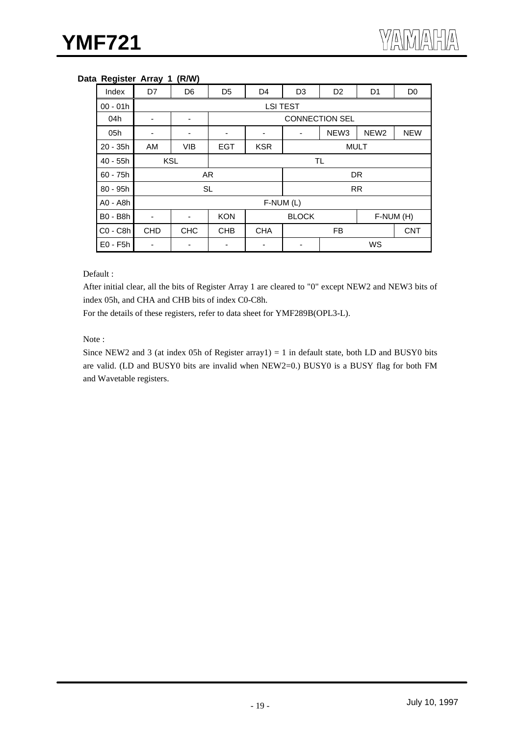**Data Register Array 1 (R/W)**

| Index | D7 | D6 | D5 | D4 | D3 | D2 | D1 | D0 |
|---|---|---|---|---|---|---|---|---|
| 00 - 01h | LSI TEST | | | | | | | |
| 04h | - | - | CONNECTION SEL | | | | | |
| 05h | - | - | - | - | - | NEW3 | NEW2 | NEW |
| 20 - 35h | AM | VIB | EGT | KSR | MULT | | | |
| 40 - 55h | KSL | | TL | | | | | |
| 60 - 75h | AR | | | | DR | | | |
| 80 - 95h | SL | | | | RR | | | |
| A0 - A8h | F-NUM (L) | | | | | | | |
| B0 - B8h | - | - | KON | BLOCK | | | F-NUM (H) | |
| C0 - C8h | CHD | CHC | CHB | CHA | FB | | | CNT |
| E0 - F5h | - | - | - | - | - | WS | | |

Default :

After initial clear, all the bits of Register Array 1 are cleared to "0" except NEW2 and NEW3 bits of index 05h, and CHA and CHB bits of index C0-C8h.

For the details of these registers, refer to data sheet for YMF289B(OPL3-L).

Note :

Since NEW2 and 3 (at index 05h of Register array1) = 1 in default state, both LD and BUSY0 bits are valid. (LD and BUSY0 bits are invalid when NEW2=0.) BUSY0 is a BUSY flag for both FM and Wavetable registers.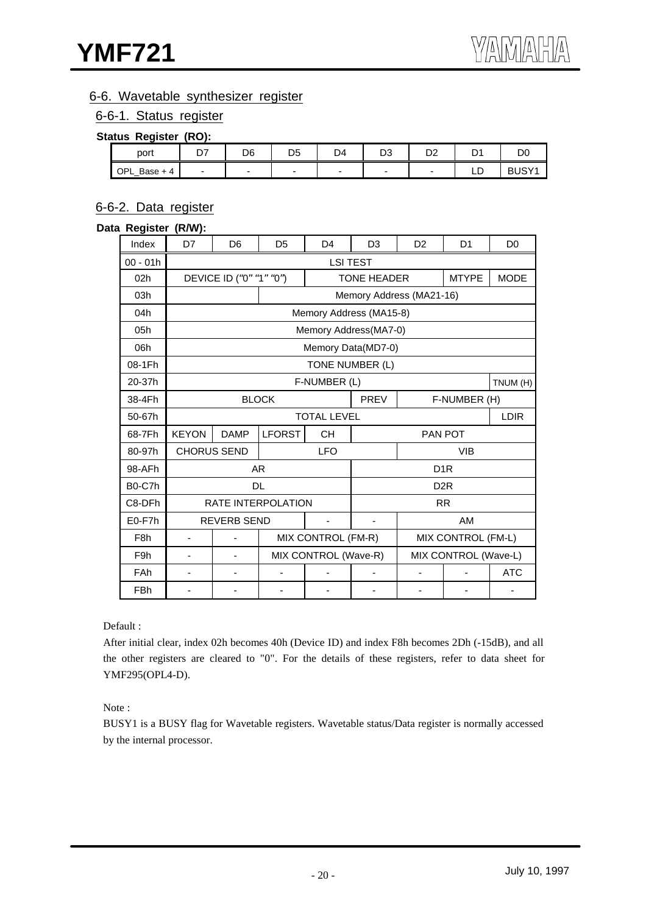## 6-6. Wavetable synthesizer register

### 6-6-1. Status register

**Status Register (RO):**

| port | D7 | D6 | D5 | D4 | D3 | D2 | D1 | D0 |
|---|---|---|---|---|---|---|---|---|
| OPL_Base + 4 | - | - | - | - | - | - | LD | BUSY1 |

### 6-6-2. Data register

**Data Register (R/W):**

| Index | D7 | D6 | D5 | D4 | D3 | D2 | D1 | D0 |
|---|---|---|---|---|---|---|---|---|
| 00 - 01h | LSI TEST | | | | | | | |
| 02h | DEVICE ID ("0" "1" "0") | | | TONE HEADER | | | MTYPE | MODE |
| 03h | | | Memory Address (MA21-16) | | | | | |
| 04h | Memory Address (MA15-8) | | | | | | | |
| 05h | Memory Address(MA7-0) | | | | | | | |
| 06h | Memory Data(MD7-0) | | | | | | | |
| 08-1Fh | TONE NUMBER (L) | | | | | | | |
| 20-37h | F-NUMBER (L) | | | | | | | TNUM (H) |
| 38-4Fh | BLOCK | | | | PREV | F-NUMBER (H) | | |
| 50-67h | TOTAL LEVEL | | | | | | | LDIR |
| 68-7Fh | KEYON | DAMP | LFORST | CH | PAN POT | | | |
| 80-97h | CHORUS SEND | | LFO | | | VIB | | |
| 98-AFh | AR | | | | D1R | | | |
| B0-C7h | DL | | | | D2R | | | |
| C8-DFh | RATE INTERPOLATION | | | | RR | | | |
| E0-F7h | REVERB SEND | | | - | - | AM | | |
| F8h | - | - | MIX CONTROL (FM-R) | | | MIX CONTROL (FM-L) | | |
| F9h | - | - | MIX CONTROL (Wave-R) | | | MIX CONTROL (Wave-L) | | |
| FAh | - | - | - | - | - | - | - | ATC |
| FBh | - | - | - | - | - | - | - | - |

Default :

After initial clear, index 02h becomes 40h (Device ID) and index F8h becomes 2Dh (-15dB), and all the other registers are cleared to "0". For the details of these registers, refer to data sheet for YMF295(OPL4-D).

Note :

BUSY1 is a BUSY flag for Wavetable registers. Wavetable status/Data register is normally accessed by the internal processor.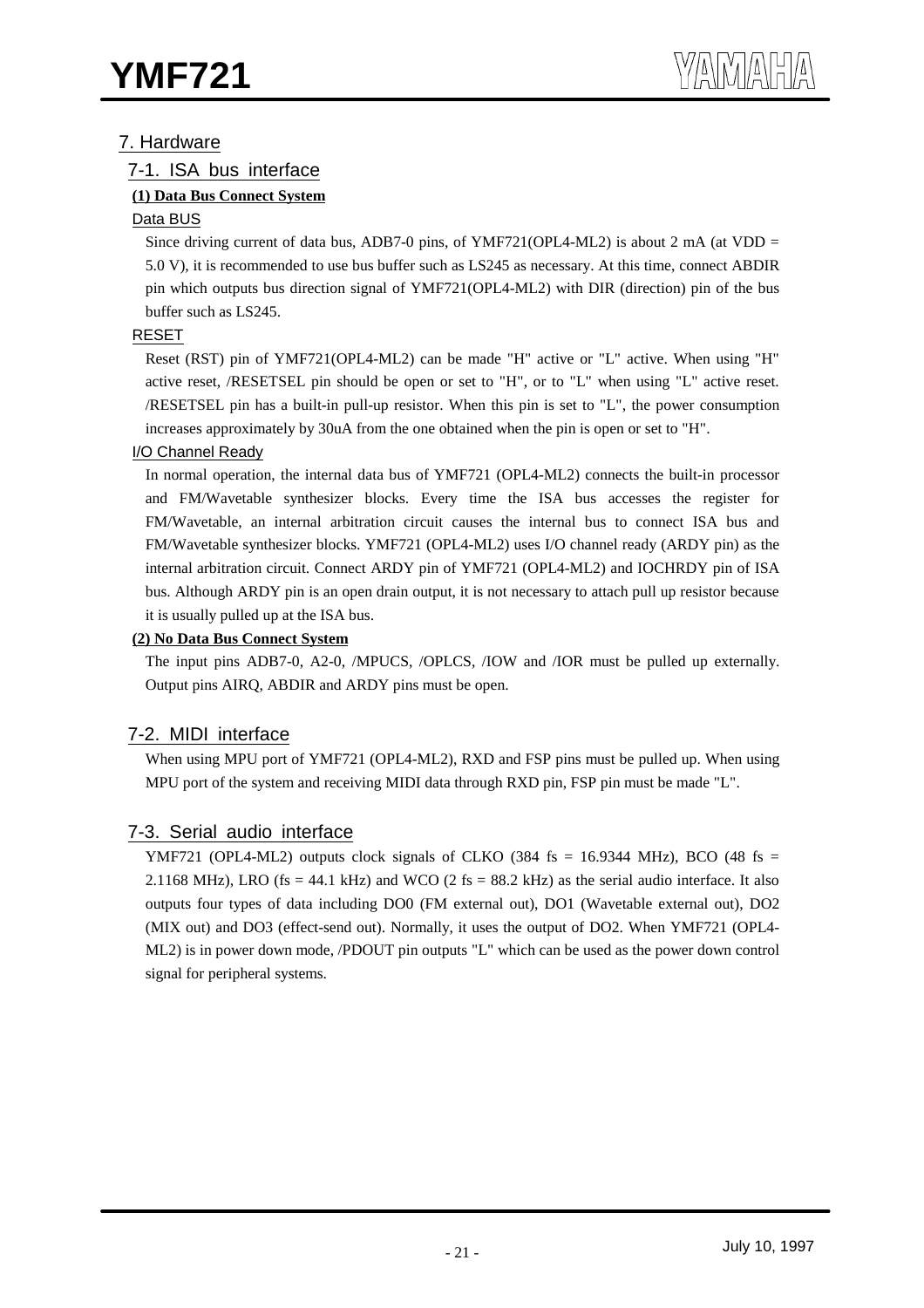## 7. Hardware

### 7-1. ISA bus interface

#### (1) Data Bus Connect System

Data BUS

Since driving current of data bus, ADB7-0 pins, of YMF721(OPL4-ML2) is about 2 mA (at VDD = 5.0 V), it is recommended to use bus buffer such as LS245 as necessary. At this time, connect ABDIR pin which outputs bus direction signal of YMF721(OPL4-ML2) with DIR (direction) pin of the bus buffer such as LS245.

RESET

Reset (RST) pin of YMF721(OPL4-ML2) can be made "H" active or "L" active. When using "H" active reset, /RESETSEL pin should be open or set to "H", or to "L" when using "L" active reset. /RESETSEL pin has a built-in pull-up resistor. When this pin is set to "L", the power consumption increases approximately by 30uA from the one obtained when the pin is open or set to "H".

I/O Channel Ready

In normal operation, the internal data bus of YMF721 (OPL4-ML2) connects the built-in processor and FM/Wavetable synthesizer blocks. Every time the ISA bus accesses the register for FM/Wavetable, an internal arbitration circuit causes the internal bus to connect ISA bus and FM/Wavetable synthesizer blocks. YMF721 (OPL4-ML2) uses I/O channel ready (ARDY pin) as the internal arbitration circuit. Connect ARDY pin of YMF721 (OPL4-ML2) and IOCHRDY pin of ISA bus. Although ARDY pin is an open drain output, it is not necessary to attach pull up resistor because it is usually pulled up at the ISA bus.

#### (2) No Data Bus Connect System

The input pins ADB7-0, A2-0, /MPUCS, /OPLCS, /IOW and /IOR must be pulled up externally. Output pins AIRQ, ABDIR and ARDY pins must be open.

### 7-2. MIDI interface

When using MPU port of YMF721 (OPL4-ML2), RXD and FSP pins must be pulled up. When using MPU port of the system and receiving MIDI data through RXD pin, FSP pin must be made "L".

### 7-3. Serial audio interface

YMF721 (OPL4-ML2) outputs clock signals of CLKO (384 fs = 16.9344 MHz), BCO (48 fs = 2.1168 MHz), LRO (fs = 44.1 kHz) and WCO (2 fs = 88.2 kHz) as the serial audio interface. It also outputs four types of data including DO0 (FM external out), DO1 (Wavetable external out), DO2 (MIX out) and DO3 (effect-send out). Normally, it uses the output of DO2. When YMF721 (OPL4-ML2) is in power down mode, /PDOUT pin outputs "L" which can be used as the power down control signal for peripheral systems.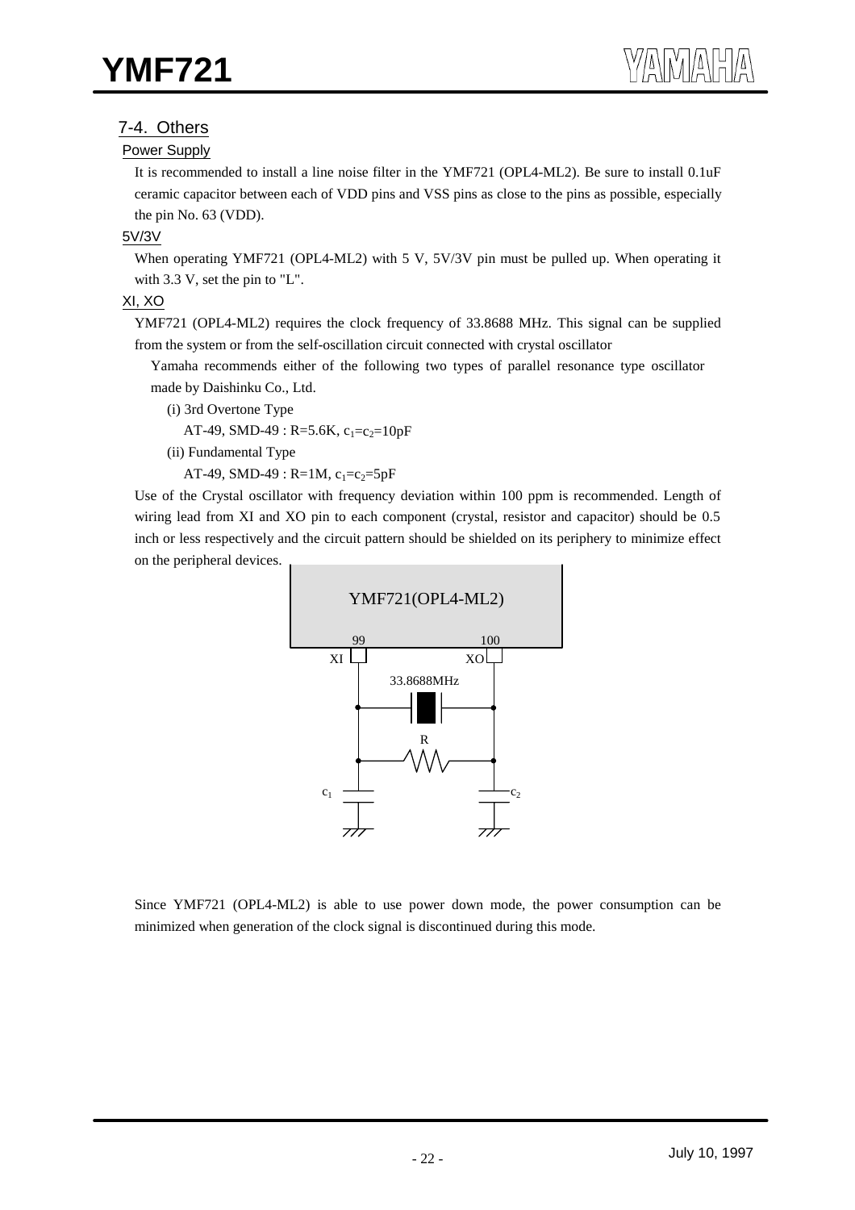## 7-4. Others

### Power Supply

It is recommended to install a line noise filter in the YMF721 (OPL4-ML2). Be sure to install 0.1uF ceramic capacitor between each of VDD pins and VSS pins as close to the pins as possible, especially the pin No. 63 (VDD).

### 5V/3V

When operating YMF721 (OPL4-ML2) with 5 V, 5V/3V pin must be pulled up. When operating it with 3.3 V, set the pin to "L".

### XI, XO

YMF721 (OPL4-ML2) requires the clock frequency of 33.8688 MHz. This signal can be supplied from the system or from the self-oscillation circuit connected with crystal oscillator

Yamaha recommends either of the following two types of parallel resonance type oscillator made by Daishinku Co., Ltd.

(i) 3rd Overtone Type

AT-49, SMD-49 : R=5.6K, $c_1=c_2=10$pF

(ii) Fundamental Type

AT-49, SMD-49 : R=1M, $c_1=c_2=5$pF

Use of the Crystal oscillator with frequency deviation within 100 ppm is recommended. Length of wiring lead from XI and XO pin to each component (crystal, resistor and capacitor) should be 0.5 inch or less respectively and the circuit pattern should be shielded on its periphery to minimize effect on the peripheral devices.

YMF721(OPL4-ML2)
99 XI — 100 XO
33.8688MHz
R
$c_1$ $c_2$

Since YMF721 (OPL4-ML2) is able to use power down mode, the power consumption can be minimized when generation of the clock signal is discontinued during this mode.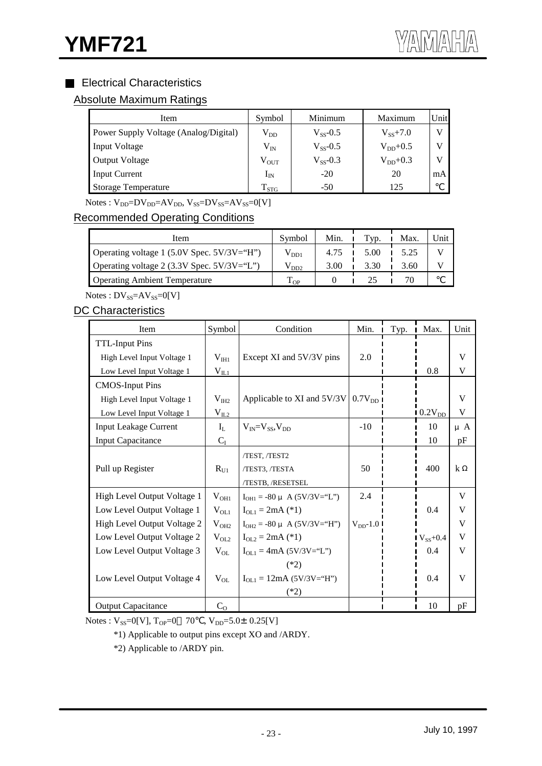## ■ Electrical Characteristics

### Absolute Maximum Ratings

| Item | Symbol | Minimum | Maximum | Unit |
|---|---|---|---|---|
| Power Supply Voltage (Analog/Digital) | $V_{DD}$ | $V_{SS}$-0.5 | $V_{SS}$+7.0 | V |
| Input Voltage | $V_{IN}$ | $V_{SS}$-0.5 | $V_{DD}$+0.5 | V |
| Output Voltage | $V_{OUT}$ | $V_{SS}$-0.3 | $V_{DD}$+0.3 | V |
| Input Current | $I_{IN}$ | -20 | 20 | mA |
| Storage Temperature | $T_{STG}$ | -50 | 125 | ℃ |

Notes : $V_{DD}=DV_{DD}=AV_{DD}$, $V_{SS}=DV_{SS}=AV_{SS}$=0[V]

### Recommended Operating Conditions

| Item | Symbol | Min. | Typ. | Max. | Unit |
|---|---|---|---|---|---|
| Operating voltage 1 (5.0V Spec. 5V/3V="H") | $V_{DD1}$ | 4.75 | 5.00 | 5.25 | V |
| Operating voltage 2 (3.3V Spec. 5V/3V="L") | $V_{DD2}$ | 3.00 | 3.30 | 3.60 | V |
| Operating Ambient Temperature | $T_{OP}$ | 0 | 25 | 70 | ℃ |

Notes : $DV_{SS}=AV_{SS}$=0[V]

### DC Characteristics

| Item | Symbol | Condition | Min. | Typ. | Max. | Unit |
|---|---|---|---|---|---|---|
| TTL-Input Pins | | | | | | |
| High Level Input Voltage 1 | $V_{IH1}$ | Except XI and 5V/3V pins | 2.0 | | | V |
| Low Level Input Voltage 1 | $V_{IL1}$ | | | | 0.8 | V |
| CMOS-Input Pins | | | | | | |
| High Level Input Voltage 1 | $V_{IH2}$ | Applicable to XI and 5V/3V | $0.7V_{DD}$ | | | V |
| Low Level Input Voltage 1 | $V_{IL2}$ | | | | $0.2V_{DD}$ | V |
| Input Leakage Current | $I_L$ | $V_{IN}=V_{SS},V_{DD}$ | -10 | | 10 | μA |
| Input Capacitance | $C_I$ | | | | 10 | pF |
| Pull up Register | $R_{U1}$ | /TEST, /TEST2 /TEST3, /TESTA /TESTB, /RESETSEL | 50 | | 400 | kΩ |
| High Level Output Voltage 1 | $V_{OH1}$ | $I_{OH1}$ = -80 μA (5V/3V="L") | 2.4 | | | V |
| Low Level Output Voltage 1 | $V_{OL1}$ | $I_{OL1}$ = 2mA (*1) | | | 0.4 | V |
| High Level Output Voltage 2 | $V_{OH2}$ | $I_{OH2}$ = -80 μA (5V/3V="H") | $V_{DD}$-1.0 | | | V |
| Low Level Output Voltage 2 | $V_{OL2}$ | $I_{OL2}$ = 2mA (*1) | | | $V_{SS}$+0.4 | V |
| Low Level Output Voltage 3 | $V_{OL}$ | $I_{OL1}$ = 4mA (5V/3V="L") (*2) | | | 0.4 | V |
| Low Level Output Voltage 4 | $V_{OL}$ | $I_{OL1}$ = 12mA (5V/3V="H") (*2) | | | 0.4 | V |
| Output Capacitance | $C_O$ | | | | 10 | pF |

Notes : $V_{SS}$=0[V], $T_{OP}$=0～70℃, $V_{DD}$=5.0±0.25[V]

*1) Applicable to output pins except XO and /ARDY.

*2) Applicable to /ARDY pin.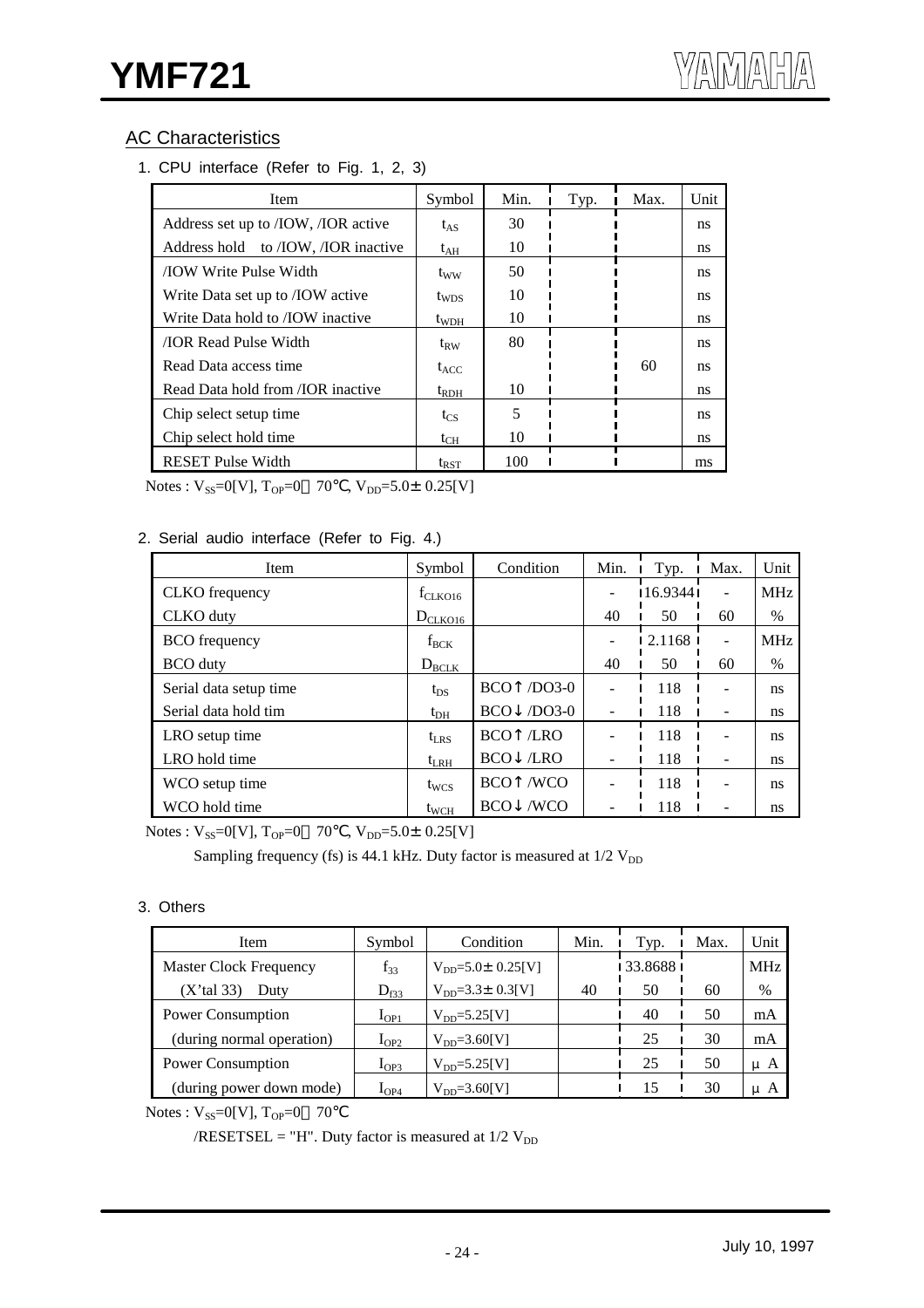## AC Characteristics

1. CPU interface (Refer to Fig. 1, 2, 3)

| Item | Symbol | Min. | Typ. | Max. | Unit |
|---|---|---|---|---|---|
| Address set up to /IOW, /IOR active | $t_{AS}$ | 30 | | | ns |
| Address hold to /IOW, /IOR inactive | $t_{AH}$ | 10 | | | ns |
| /IOW Write Pulse Width | $t_{WW}$ | 50 | | | ns |
| Write Data set up to /IOW active | $t_{WDS}$ | 10 | | | ns |
| Write Data hold to /IOW inactive | $t_{WDH}$ | 10 | | | ns |
| /IOR Read Pulse Width | $t_{RW}$ | 80 | | | ns |
| Read Data access time | $t_{ACC}$ | | | 60 | ns |
| Read Data hold from /IOR inactive | $t_{RDH}$ | 10 | | | ns |
| Chip select setup time | $t_{CS}$ | 5 | | | ns |
| Chip select hold time | $t_{CH}$ | 10 | | | ns |
| RESET Pulse Width | $t_{RST}$ | 100 | | | ms |

Notes : $V_{SS}$=0[V], $T_{OP}$=0～70℃, $V_{DD}$=5.0± 0.25[V]

2. Serial audio interface (Refer to Fig. 4.)

| Item | Symbol | Condition | Min. | Typ. | Max. | Unit |
|---|---|---|---|---|---|---|
| CLKO frequency | $f_{CLKO16}$ | | - | 16.9344 | - | MHz |
| CLKO duty | $D_{CLKO16}$ | | 40 | 50 | 60 | % |
| BCO frequency | $f_{BCK}$ | | - | 2.1168 | - | MHz |
| BCO duty | $D_{BCLK}$ | | 40 | 50 | 60 | % |
| Serial data setup time | $t_{DS}$ | BCO↑ /DO3-0 | - | 118 | - | ns |
| Serial data hold tim | $t_{DH}$ | BCO↓ /DO3-0 | - | 118 | - | ns |
| LRO setup time | $t_{LRS}$ | BCO↑ /LRO | - | 118 | - | ns |
| LRO hold time | $t_{LRH}$ | BCO↓ /LRO | - | 118 | - | ns |
| WCO setup time | $t_{WCS}$ | BCO↑ /WCO | - | 118 | - | ns |
| WCO hold time | $t_{WCH}$ | BCO↓ /WCO | - | 118 | - | ns |

Notes : $V_{SS}$=0[V], $T_{OP}$=0～70℃, $V_{DD}$=5.0± 0.25[V]

Sampling frequency (fs) is 44.1 kHz. Duty factor is measured at 1/2 $V_{DD}$

3. Others

| Item | Symbol | Condition | Min. | Typ. | Max. | Unit |
|---|---|---|---|---|---|---|
| Master Clock Frequency | $f_{33}$ | $V_{DD}$=5.0± 0.25[V] | | 33.8688 | | MHz |
| (X'tal 33) Duty | $D_{f33}$ | $V_{DD}$=3.3± 0.3[V] | 40 | 50 | 60 | % |
| Power Consumption | $I_{OP1}$ | $V_{DD}$=5.25[V] | | 40 | 50 | mA |
| (during normal operation) | $I_{OP2}$ | $V_{DD}$=3.60[V] | | 25 | 30 | mA |
| Power Consumption | $I_{OP3}$ | $V_{DD}$=5.25[V] | | 25 | 50 | μA |
| (during power down mode) | $I_{OP4}$ | $V_{DD}$=3.60[V] | | 15 | 30 | μA |

Notes : $V_{SS}$=0[V], $T_{OP}$=0～70℃

/RESETSEL = "H". Duty factor is measured at 1/2 $V_{DD}$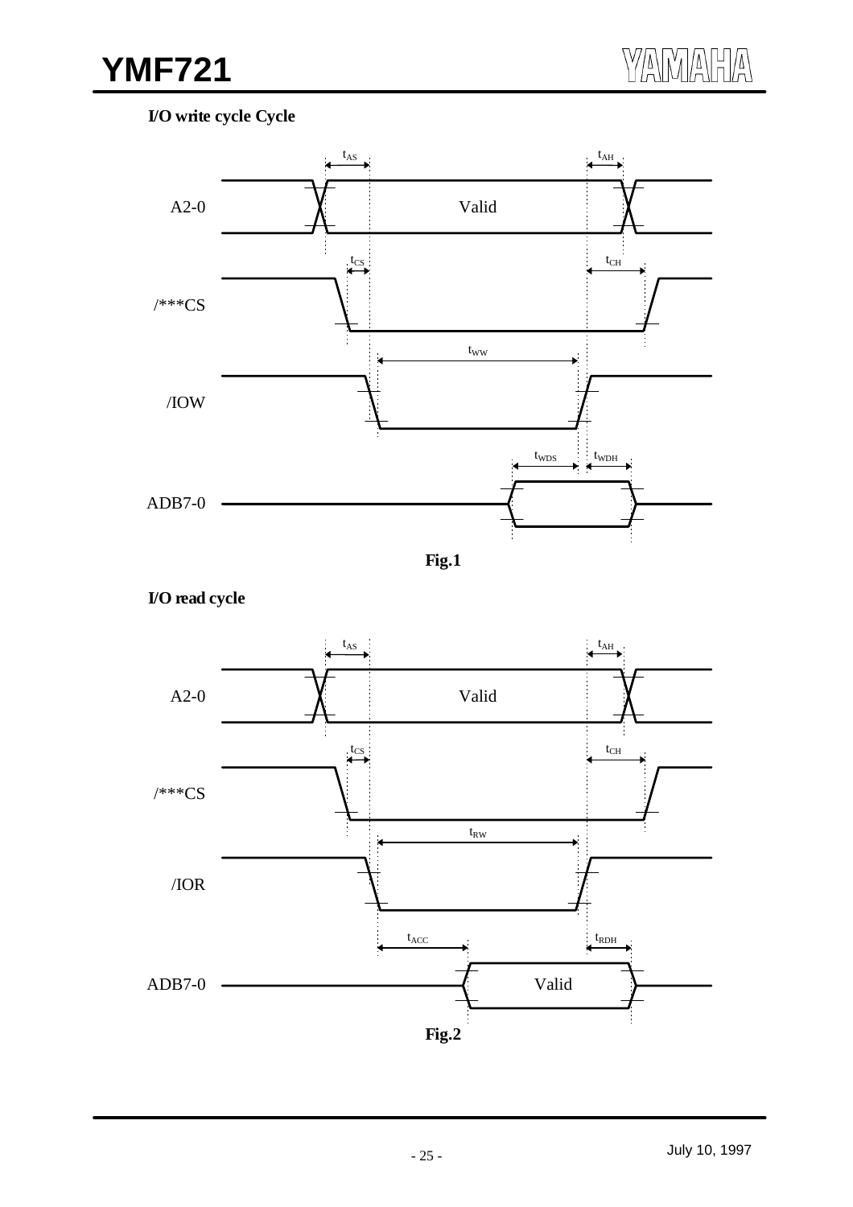**I/O write cycle Cycle**

Fig.1

**I/O read cycle**

Fig.2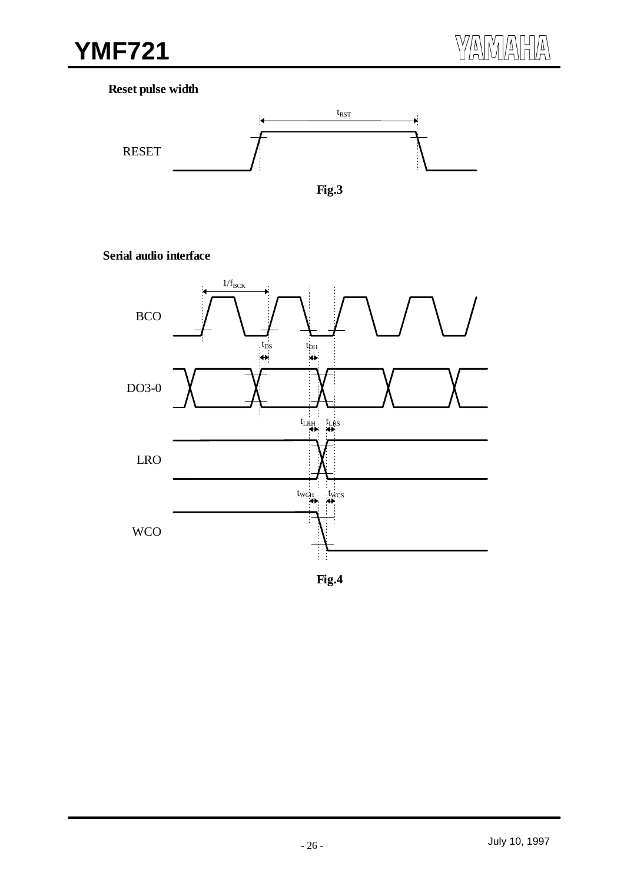**Reset pulse width**

Fig.3

**Serial audio interface**

Fig.4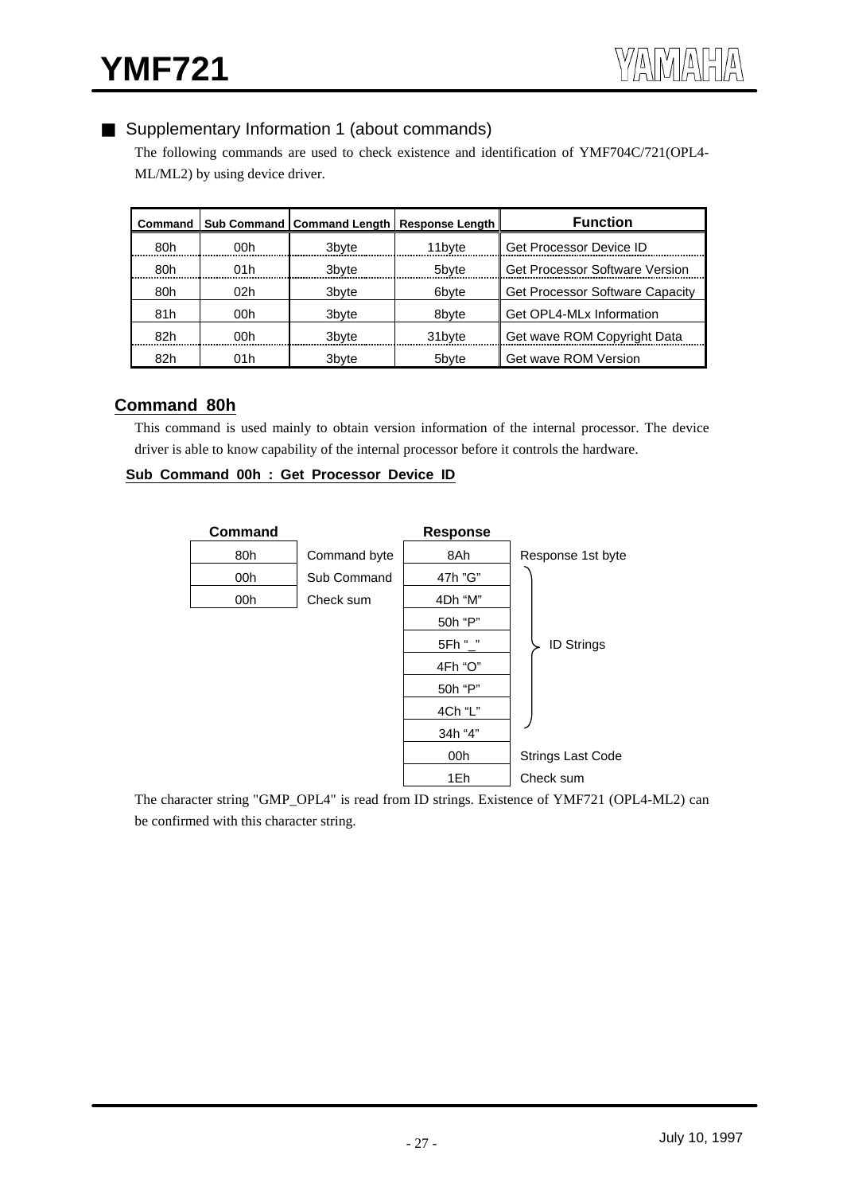## ■ Supplementary Information 1 (about commands)

The following commands are used to check existence and identification of YMF704C/721(OPL4-ML/ML2) by using device driver.

| Command | Sub Command | Command Length | Response Length | Function |
|---|---|---|---|---|
| 80h | 00h | 3byte | 11byte | Get Processor Device ID |
| 80h | 01h | 3byte | 5byte | Get Processor Software Version |
| 80h | 02h | 3byte | 6byte | Get Processor Software Capacity |
| 81h | 00h | 3byte | 8byte | Get OPL4-MLx Information |
| 82h | 00h | 3byte | 31byte | Get wave ROM Copyright Data |
| 82h | 01h | 3byte | 5byte | Get wave ROM Version |

### Command 80h

This command is used mainly to obtain version information of the internal processor. The device driver is able to know capability of the internal processor before it controls the hardware.

#### Sub Command 00h : Get Processor Device ID

| Command | | Response | |
|---|---|---|---|
| 80h | Command byte | 8Ah | Response 1st byte |
| 00h | Sub Command | 47h "G" | ID Strings |
| 00h | Check sum | 4Dh "M" | ID Strings |
| | | 50h "P" | ID Strings |
| | | 5Fh "_" | ID Strings |
| | | 4Fh "O" | ID Strings |
| | | 50h "P" | ID Strings |
| | | 4Ch "L" | ID Strings |
| | | 34h "4" | ID Strings |
| | | 00h | Strings Last Code |
| | | 1Eh | Check sum |

The character string "GMP_OPL4" is read from ID strings. Existence of YMF721 (OPL4-ML2) can be confirmed with this character string.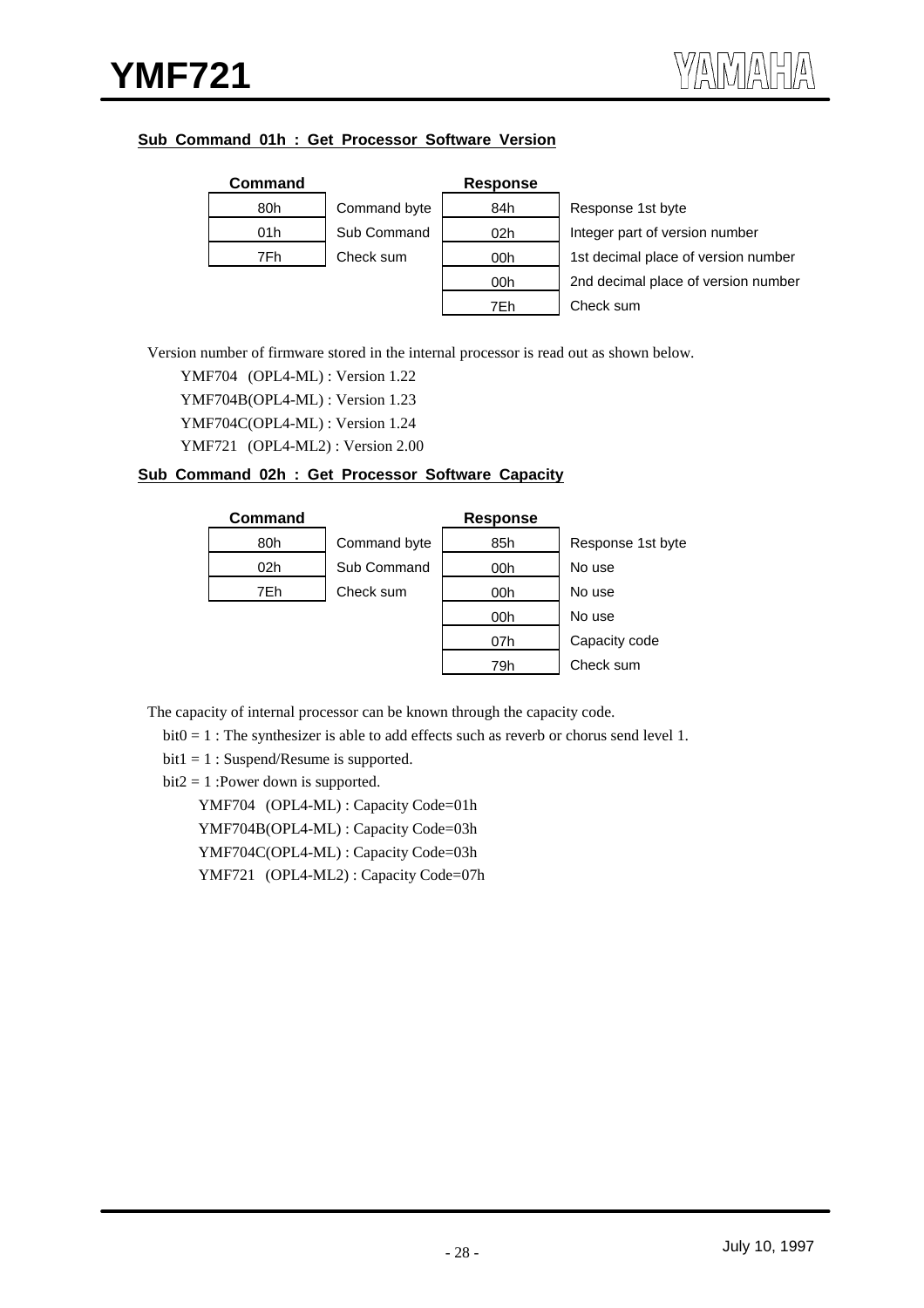### Sub Command 01h : Get Processor Software Version

| Command | | Response | |
|---|---|---|---|
| 80h | Command byte | 84h | Response 1st byte |
| 01h | Sub Command | 02h | Integer part of version number |
| 7Fh | Check sum | 00h | 1st decimal place of version number |
| | | 00h | 2nd decimal place of version number |
| | | 7Eh | Check sum |

Version number of firmware stored in the internal processor is read out as shown below.

YMF704 (OPL4-ML) : Version 1.22
YMF704B(OPL4-ML) : Version 1.23
YMF704C(OPL4-ML) : Version 1.24
YMF721 (OPL4-ML2) : Version 2.00

### Sub Command 02h : Get Processor Software Capacity

| Command | | Response | |
|---|---|---|---|
| 80h | Command byte | 85h | Response 1st byte |
| 02h | Sub Command | 00h | No use |
| 7Eh | Check sum | 00h | No use |
| | | 00h | No use |
| | | 07h | Capacity code |
| | | 79h | Check sum |

The capacity of internal processor can be known through the capacity code.

bit0 = 1 : The synthesizer is able to add effects such as reverb or chorus send level 1.
bit1 = 1 : Suspend/Resume is supported.
bit2 = 1 :Power down is supported.

YMF704 (OPL4-ML) : Capacity Code=01h
YMF704B(OPL4-ML) : Capacity Code=03h
YMF704C(OPL4-ML) : Capacity Code=03h
YMF721 (OPL4-ML2) : Capacity Code=07h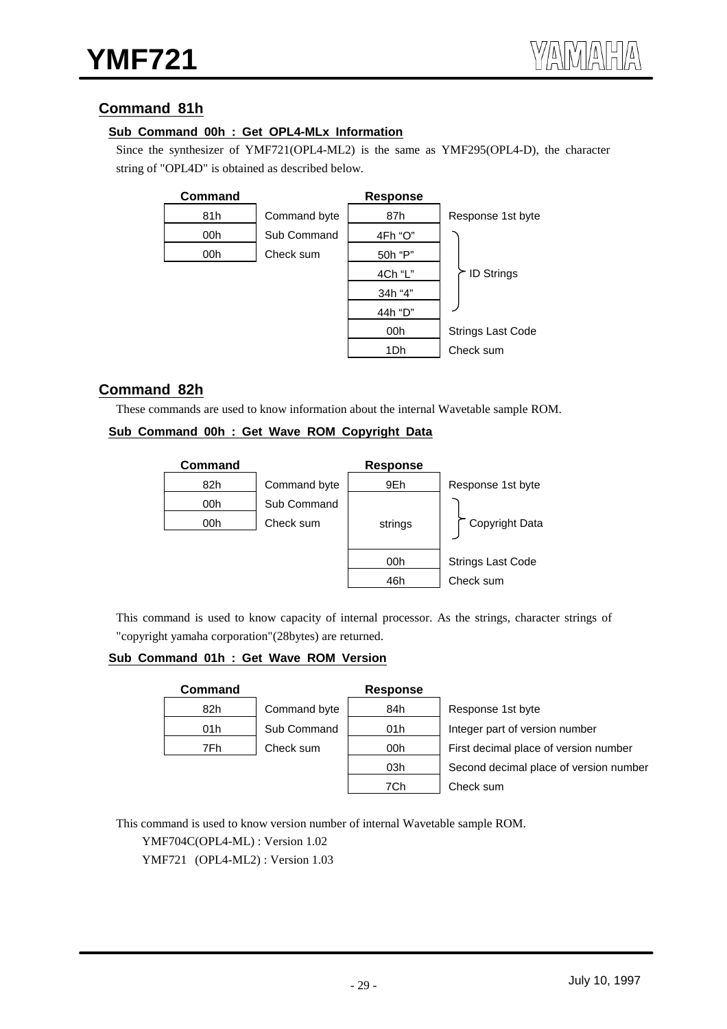## Command 81h

### Sub Command 00h : Get OPL4-MLx Information

Since the synthesizer of YMF721(OPL4-ML2) is the same as YMF295(OPL4-D), the character string of "OPL4D" is obtained as described below.

| Command | | Response | |
|---|---|---|---|
| 81h | Command byte | 87h | Response 1st byte |
| 00h | Sub Command | 4Fh "O" | ID Strings |
| 00h | Check sum | 50h "P" | |
| | | 4Ch "L" | |
| | | 34h "4" | |
| | | 44h "D" | |
| | | 00h | Strings Last Code |
| | | 1Dh | Check sum |

## Command 82h

These commands are used to know information about the internal Wavetable sample ROM.

### Sub Command 00h : Get Wave ROM Copyright Data

| Command | | Response | |
|---|---|---|---|
| 82h | Command byte | 9Eh | Response 1st byte |
| 00h | Sub Command | strings | Copyright Data |
| 00h | Check sum | | |
| | | 00h | Strings Last Code |
| | | 46h | Check sum |

This command is used to know capacity of internal processor. As the strings, character strings of "copyright yamaha corporation"(28bytes) are returned.

### Sub Command 01h : Get Wave ROM Version

| Command | | Response | |
|---|---|---|---|
| 82h | Command byte | 84h | Response 1st byte |
| 01h | Sub Command | 01h | Integer part of version number |
| 7Fh | Check sum | 00h | First decimal place of version number |
| | | 03h | Second decimal place of version number |
| | | 7Ch | Check sum |

This command is used to know version number of internal Wavetable sample ROM.

YMF704C(OPL4-ML) : Version 1.02

YMF721 (OPL4-ML2) : Version 1.03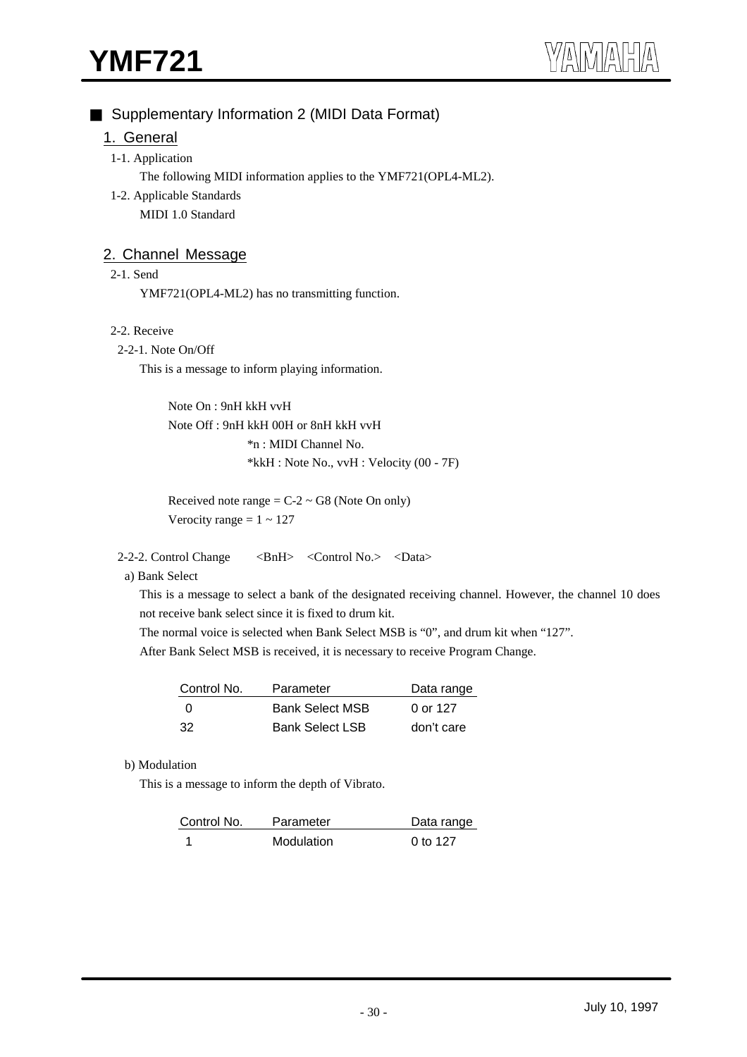## ■ Supplementary Information 2 (MIDI Data Format)

### 1. General

1-1. Application

The following MIDI information applies to the YMF721(OPL4-ML2).

1-2. Applicable Standards

MIDI 1.0 Standard

### 2. Channel Message

2-1. Send

YMF721(OPL4-ML2) has no transmitting function.

2-2. Receive

2-2-1. Note On/Off

This is a message to inform playing information.

Note On : 9nH kkH vvH
Note Off : 9nH kkH 00H or 8nH kkH vvH
*n : MIDI Channel No.
*kkH : Note No., vvH : Velocity (00 - 7F)

Received note range = C-2 ~ G8 (Note On only)
Verocity range = 1 ~ 127

2-2-2. Control Change &lt;BnH&gt; &lt;Control No.&gt; &lt;Data&gt;

a) Bank Select

This is a message to select a bank of the designated receiving channel. However, the channel 10 does not receive bank select since it is fixed to drum kit.
The normal voice is selected when Bank Select MSB is "0", and drum kit when "127".
After Bank Select MSB is received, it is necessary to receive Program Change.

| Control No. | Parameter | Data range |
|---|---|---|
| 0 | Bank Select MSB | 0 or 127 |
| 32 | Bank Select LSB | don't care |

b) Modulation

This is a message to inform the depth of Vibrato.

| Control No. | Parameter | Data range |
|---|---|---|
| 1 | Modulation | 0 to 127 |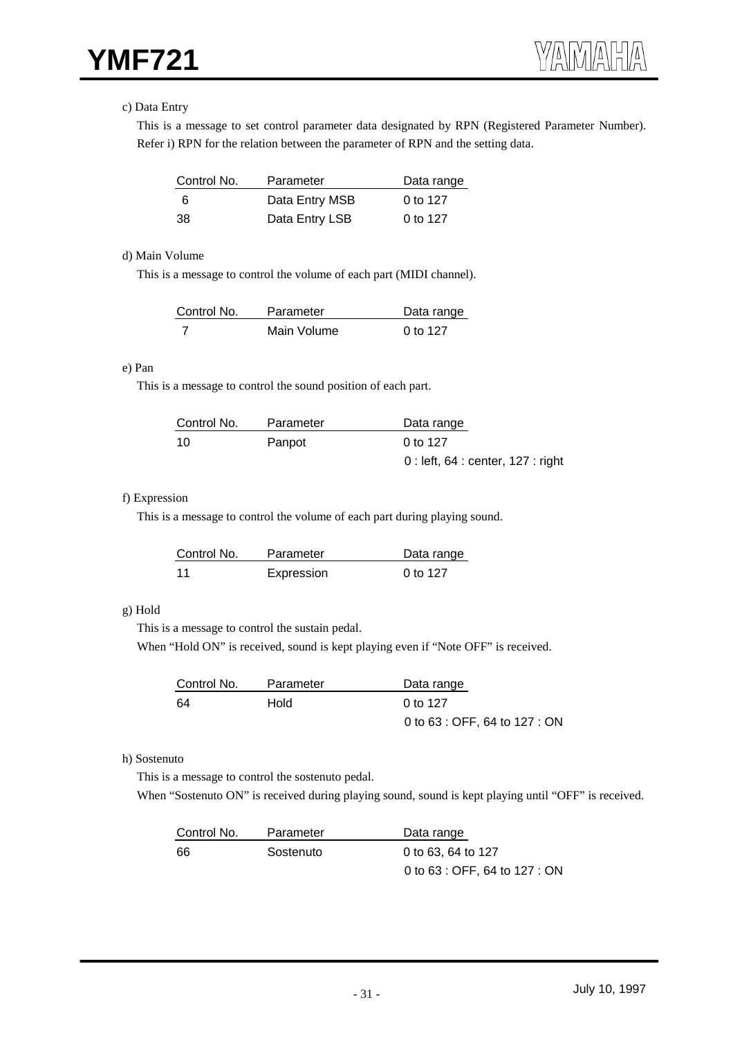c) Data Entry

This is a message to set control parameter data designated by RPN (Registered Parameter Number). Refer i) RPN for the relation between the parameter of RPN and the setting data.

| Control No. | Parameter | Data range |
|---|---|---|
| 6 | Data Entry MSB | 0 to 127 |
| 38 | Data Entry LSB | 0 to 127 |

d) Main Volume

This is a message to control the volume of each part (MIDI channel).

| Control No. | Parameter | Data range |
|---|---|---|
| 7 | Main Volume | 0 to 127 |

e) Pan

This is a message to control the sound position of each part.

| Control No. | Parameter | Data range |
|---|---|---|
| 10 | Panpot | 0 to 127 |
| | | 0 : left, 64 : center, 127 : right |

f) Expression

This is a message to control the volume of each part during playing sound.

| Control No. | Parameter | Data range |
|---|---|---|
| 11 | Expression | 0 to 127 |

g) Hold

This is a message to control the sustain pedal.
When "Hold ON" is received, sound is kept playing even if "Note OFF" is received.

| Control No. | Parameter | Data range |
|---|---|---|
| 64 | Hold | 0 to 127 |
| | | 0 to 63 : OFF, 64 to 127 : ON |

h) Sostenuto

This is a message to control the sostenuto pedal.
When "Sostenuto ON" is received during playing sound, sound is kept playing until "OFF" is received.

| Control No. | Parameter | Data range |
|---|---|---|
| 66 | Sostenuto | 0 to 63, 64 to 127 |
| | | 0 to 63 : OFF, 64 to 127 : ON |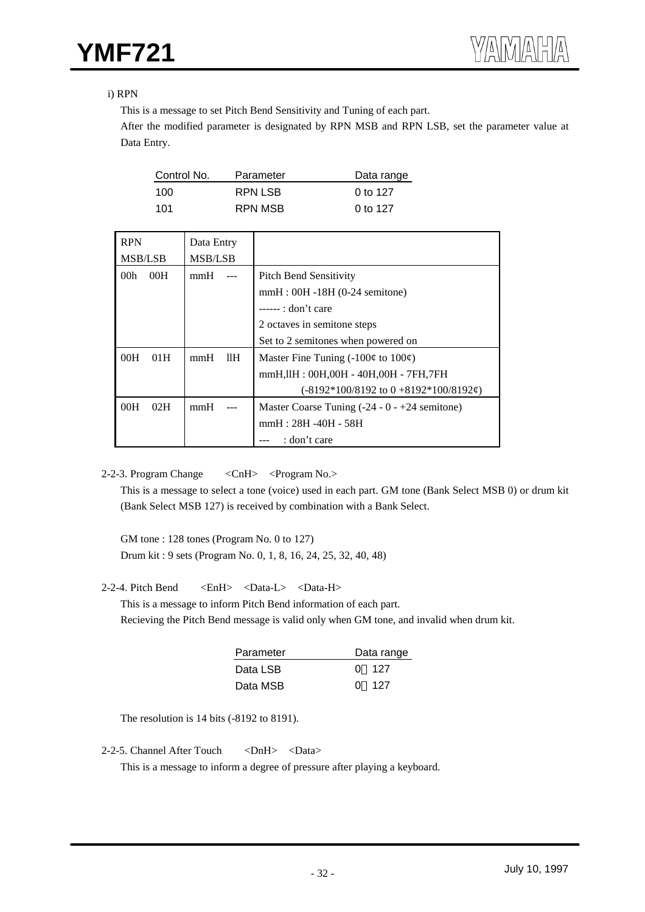i) RPN

This is a message to set Pitch Bend Sensitivity and Tuning of each part.
After the modified parameter is designated by RPN MSB and RPN LSB, set the parameter value at Data Entry.

| Control No. | Parameter | Data range |
|---|---|---|
| 100 | RPN LSB | 0 to 127 |
| 101 | RPN MSB | 0 to 127 |

| RPN MSB/LSB | Data Entry MSB/LSB | |
|---|---|---|
| 00h 00H | mmH --- | Pitch Bend Sensitivity<br>mmH : 00H -18H (0-24 semitone)<br>------ : don't care<br>2 octaves in semitone steps<br>Set to 2 semitones when powered on |
| 00H 01H | mmH llH | Master Fine Tuning (-100¢ to 100¢)<br>mmH,llH : 00H,00H - 40H,00H - 7FH,7FH<br>(-8192*100/8192 to 0 +8192*100/8192¢) |
| 00H 02H | mmH --- | Master Coarse Tuning (-24 - 0 - +24 semitone)<br>mmH : 28H -40H - 58H<br>--- : don't care |

2-2-3. Program Change <CnH> <Program No.>

This is a message to select a tone (voice) used in each part. GM tone (Bank Select MSB 0) or drum kit (Bank Select MSB 127) is received by combination with a Bank Select.

GM tone : 128 tones (Program No. 0 to 127)
Drum kit : 9 sets (Program No. 0, 1, 8, 16, 24, 25, 32, 40, 48)

2-2-4. Pitch Bend <EnH> <Data-L> <Data-H>

This is a message to inform Pitch Bend information of each part.
Recieving the Pitch Bend message is valid only when GM tone, and invalid when drum kit.

| Parameter | Data range |
|---|---|
| Data LSB | 0 127 |
| Data MSB | 0 127 |

The resolution is 14 bits (-8192 to 8191).

2-2-5. Channel After Touch <DnH> <Data>

This is a message to inform a degree of pressure after playing a keyboard.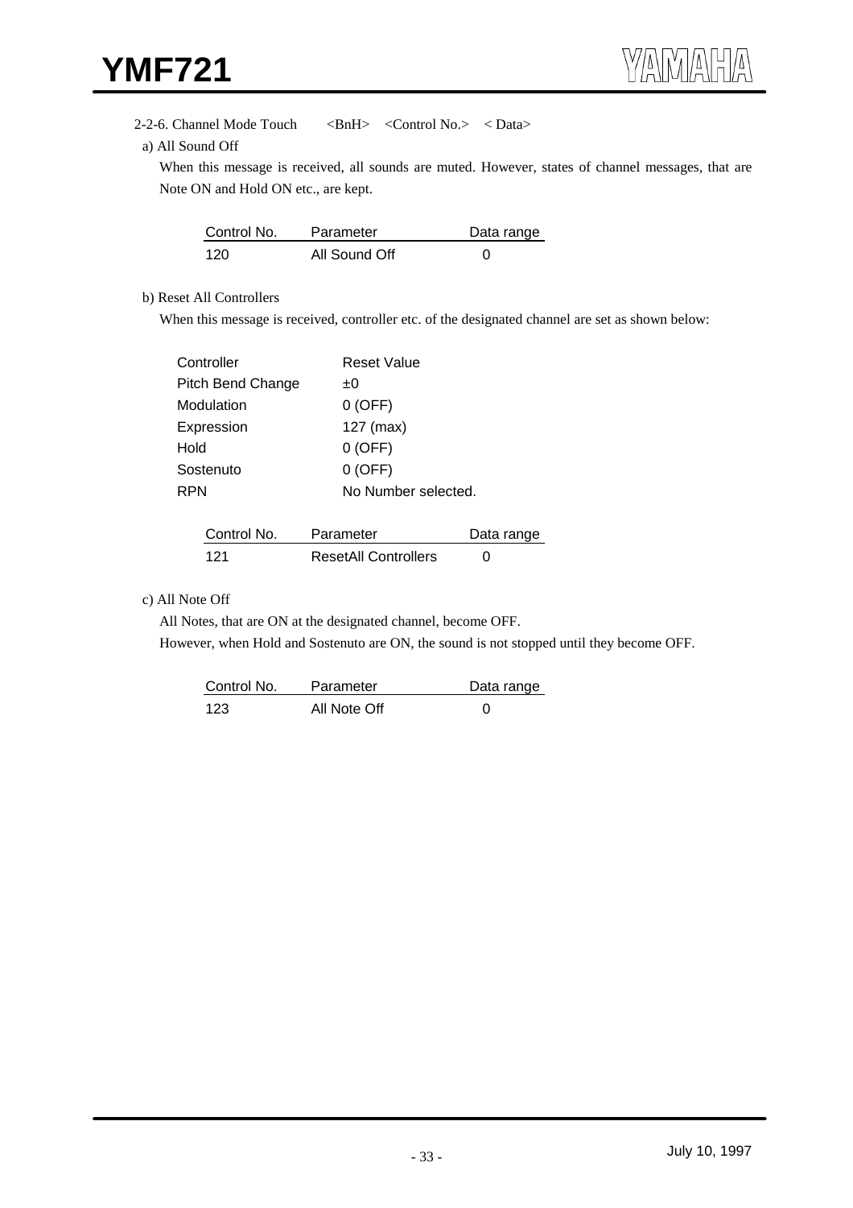2-2-6. Channel Mode Touch <BnH> <Control No.> < Data>

a) All Sound Off

When this message is received, all sounds are muted. However, states of channel messages, that are Note ON and Hold ON etc., are kept.

| Control No. | Parameter | Data range |
|---|---|---|
| 120 | All Sound Off | 0 |

b) Reset All Controllers

When this message is received, controller etc. of the designated channel are set as shown below:

| Controller | Reset Value |
|---|---|
| Pitch Bend Change | ±0 |
| Modulation | 0 (OFF) |
| Expression | 127 (max) |
| Hold | 0 (OFF) |
| Sostenuto | 0 (OFF) |
| RPN | No Number selected. |

| Control No. | Parameter | Data range |
|---|---|---|
| 121 | ResetAll Controllers | 0 |

c) All Note Off

All Notes, that are ON at the designated channel, become OFF.

However, when Hold and Sostenuto are ON, the sound is not stopped until they become OFF.

| Control No. | Parameter | Data range |
|---|---|---|
| 123 | All Note Off | 0 |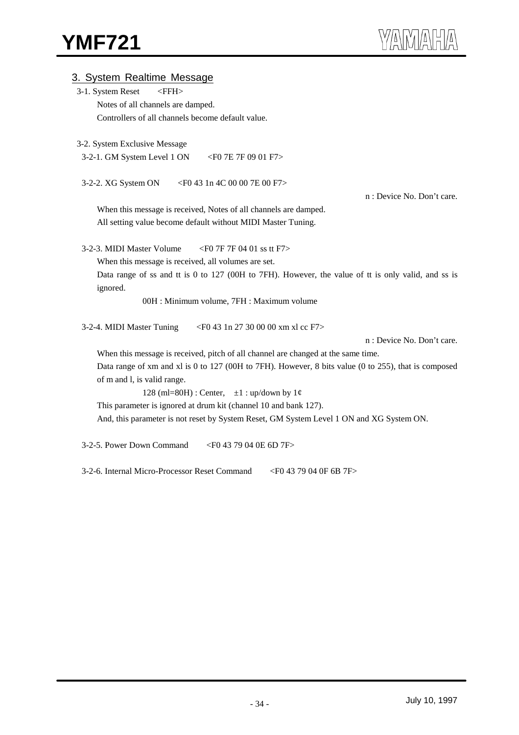## 3. System Realtime Message

### 3-1. System Reset <FFH>

Notes of all channels are damped.
Controllers of all channels become default value.

### 3-2. System Exclusive Message

#### 3-2-1. GM System Level 1 ON <F0 7E 7F 09 01 F7>

#### 3-2-2. XG System ON <F0 43 1n 4C 00 00 7E 00 F7>

n : Device No. Don't care.

When this message is received, Notes of all channels are damped.
All setting value become default without MIDI Master Tuning.

#### 3-2-3. MIDI Master Volume <F0 7F 7F 04 01 ss tt F7>

When this message is received, all volumes are set.
Data range of ss and tt is 0 to 127 (00H to 7FH). However, the value of tt is only valid, and ss is ignored.

00H : Minimum volume, 7FH : Maximum volume

#### 3-2-4. MIDI Master Tuning <F0 43 1n 27 30 00 00 xm xl cc F7>

n : Device No. Don't care.

When this message is received, pitch of all channel are changed at the same time.
Data range of xm and xl is 0 to 127 (00H to 7FH). However, 8 bits value (0 to 255), that is composed of m and l, is valid range.

128 (ml=80H) : Center, ±1 : up/down by 1¢

This parameter is ignored at drum kit (channel 10 and bank 127).
And, this parameter is not reset by System Reset, GM System Level 1 ON and XG System ON.

#### 3-2-5. Power Down Command <F0 43 79 04 0E 6D 7F>

#### 3-2-6. Internal Micro-Processor Reset Command <F0 43 79 04 0F 6B 7F>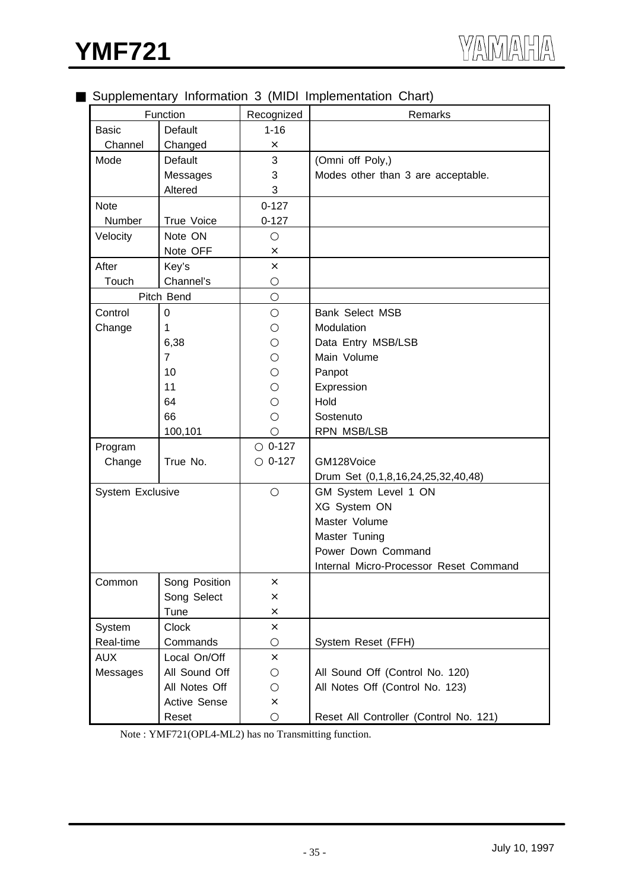■ Supplementary Information 3 (MIDI Implementation Chart)

| Function | | Recognized | Remarks |
|---|---|---|---|
| Basic Channel | Default | 1-16 | |
| | Changed | × | |
| Mode | Default | 3 | (Omni off Poly,) |
| | Messages | 3 | Modes other than 3 are acceptable. |
| | Altered | 3 | |
| Note Number | | 0-127 | |
| | True Voice | 0-127 | |
| Velocity | Note ON | ○ | |
| | Note OFF | × | |
| After Touch | Key's | × | |
| | Channel's | ○ | |
| Pitch Bend | | ○ | |
| Control Change | 0 | ○ | Bank Select MSB |
| | 1 | ○ | Modulation |
| | 6,38 | ○ | Data Entry MSB/LSB |
| | 7 | ○ | Main Volume |
| | 10 | ○ | Panpot |
| | 11 | ○ | Expression |
| | 64 | ○ | Hold |
| | 66 | ○ | Sostenuto |
| | 100,101 | ○ | RPN MSB/LSB |
| Program Change | | ○ 0-127 | |
| | True No. | ○ 0-127 | GM128Voice<br>Drum Set (0,1,8,16,24,25,32,40,48) |
| System Exclusive | | ○ | GM System Level 1 ON<br>XG System ON<br>Master Volume<br>Master Tuning<br>Power Down Command<br>Internal Micro-Processor Reset Command |
| Common | Song Position | × | |
| | Song Select | × | |
| | Tune | × | |
| System Real-time | Clock | × | |
| | Commands | ○ | System Reset (FFH) |
| AUX Messages | Local On/Off | × | |
| | All Sound Off | ○ | All Sound Off (Control No. 120) |
| | All Notes Off | ○ | All Notes Off (Control No. 123) |
| | Active Sense | × | |
| | Reset | ○ | Reset All Controller (Control No. 121) |

Note : YMF721(OPL4-ML2) has no Transmitting function.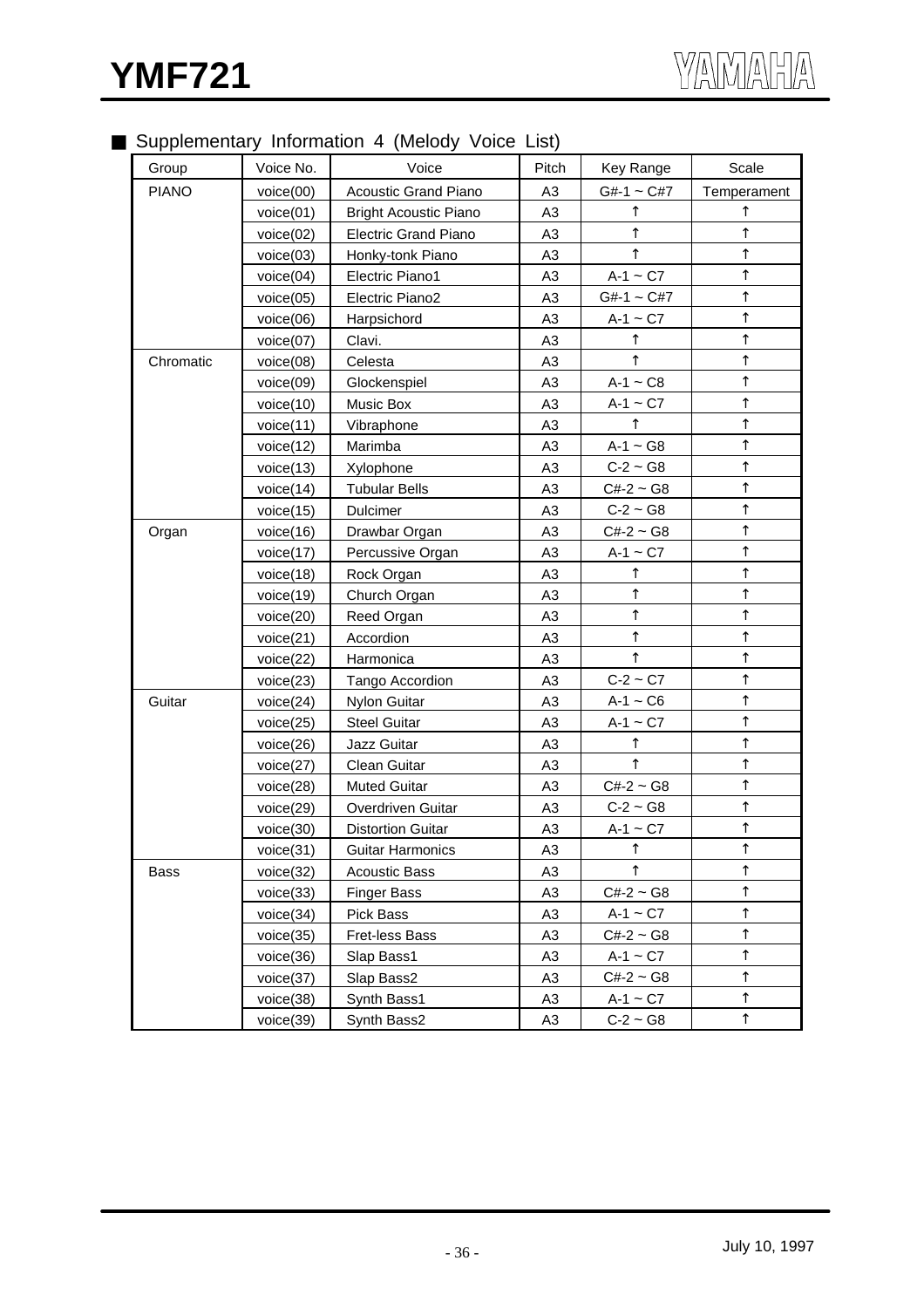## ■ Supplementary Information 4 (Melody Voice List)

| Group | Voice No. | Voice | Pitch | Key Range | Scale |
|---|---|---|---|---|---|
| PIANO | voice(00) | Acoustic Grand Piano | A3 | G#-1 ~ C#7 | Temperament |
| | voice(01) | Bright Acoustic Piano | A3 | ↑ | ↑ |
| | voice(02) | Electric Grand Piano | A3 | ↑ | ↑ |
| | voice(03) | Honky-tonk Piano | A3 | ↑ | ↑ |
| | voice(04) | Electric Piano1 | A3 | A-1 ~ C7 | ↑ |
| | voice(05) | Electric Piano2 | A3 | G#-1 ~ C#7 | ↑ |
| | voice(06) | Harpsichord | A3 | A-1 ~ C7 | ↑ |
| | voice(07) | Clavi. | A3 | ↑ | ↑ |
| Chromatic | voice(08) | Celesta | A3 | ↑ | ↑ |
| | voice(09) | Glockenspiel | A3 | A-1 ~ C8 | ↑ |
| | voice(10) | Music Box | A3 | A-1 ~ C7 | ↑ |
| | voice(11) | Vibraphone | A3 | ↑ | ↑ |
| | voice(12) | Marimba | A3 | A-1 ~ G8 | ↑ |
| | voice(13) | Xylophone | A3 | C-2 ~ G8 | ↑ |
| | voice(14) | Tubular Bells | A3 | C#-2 ~ G8 | ↑ |
| | voice(15) | Dulcimer | A3 | C-2 ~ G8 | ↑ |
| Organ | voice(16) | Drawbar Organ | A3 | C#-2 ~ G8 | ↑ |
| | voice(17) | Percussive Organ | A3 | A-1 ~ C7 | ↑ |
| | voice(18) | Rock Organ | A3 | ↑ | ↑ |
| | voice(19) | Church Organ | A3 | ↑ | ↑ |
| | voice(20) | Reed Organ | A3 | ↑ | ↑ |
| | voice(21) | Accordion | A3 | ↑ | ↑ |
| | voice(22) | Harmonica | A3 | ↑ | ↑ |
| | voice(23) | Tango Accordion | A3 | C-2 ~ C7 | ↑ |
| Guitar | voice(24) | Nylon Guitar | A3 | A-1 ~ C6 | ↑ |
| | voice(25) | Steel Guitar | A3 | A-1 ~ C7 | ↑ |
| | voice(26) | Jazz Guitar | A3 | ↑ | ↑ |
| | voice(27) | Clean Guitar | A3 | ↑ | ↑ |
| | voice(28) | Muted Guitar | A3 | C#-2 ~ G8 | ↑ |
| | voice(29) | Overdriven Guitar | A3 | C-2 ~ G8 | ↑ |
| | voice(30) | Distortion Guitar | A3 | A-1 ~ C7 | ↑ |
| | voice(31) | Guitar Harmonics | A3 | ↑ | ↑ |
| Bass | voice(32) | Acoustic Bass | A3 | ↑ | ↑ |
| | voice(33) | Finger Bass | A3 | C#-2 ~ G8 | ↑ |
| | voice(34) | Pick Bass | A3 | A-1 ~ C7 | ↑ |
| | voice(35) | Fret-less Bass | A3 | C#-2 ~ G8 | ↑ |
| | voice(36) | Slap Bass1 | A3 | A-1 ~ C7 | ↑ |
| | voice(37) | Slap Bass2 | A3 | C#-2 ~ G8 | ↑ |
| | voice(38) | Synth Bass1 | A3 | A-1 ~ C7 | ↑ |
| | voice(39) | Synth Bass2 | A3 | C-2 ~ G8 | ↑ |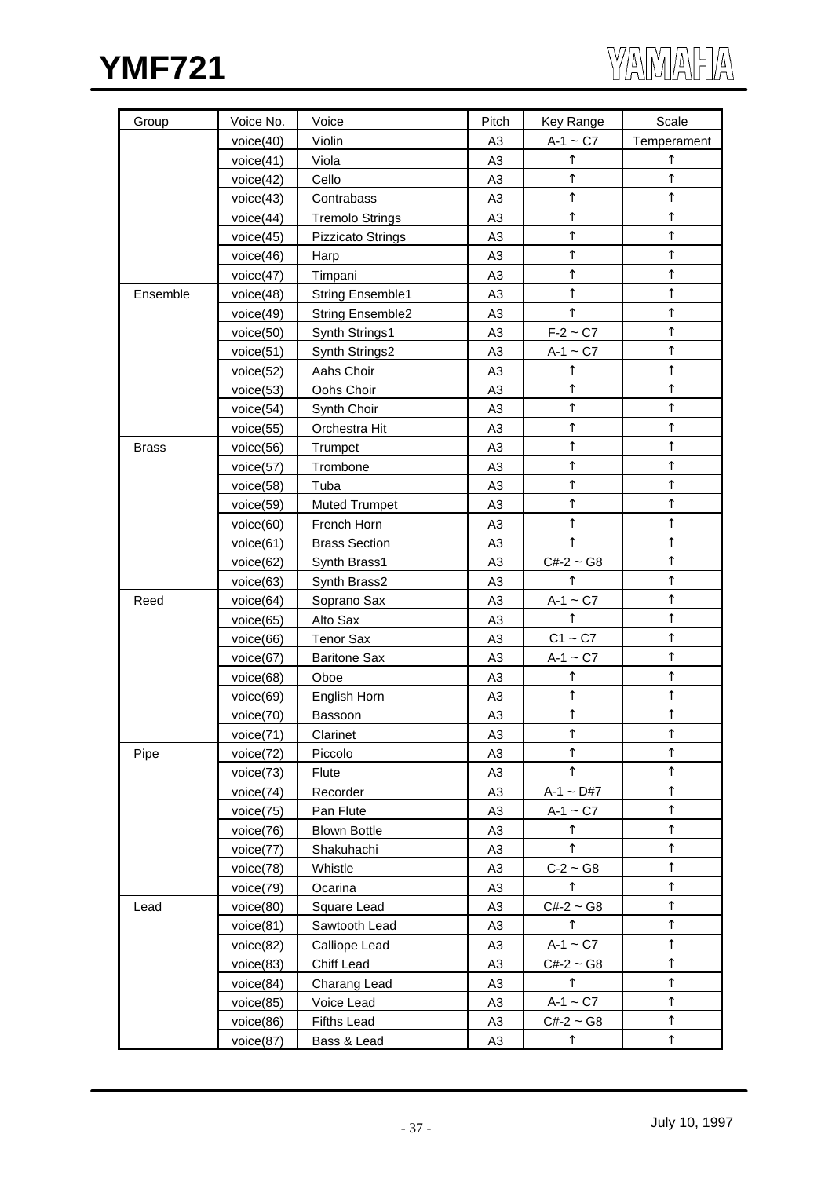| Group | Voice No. | Voice | Pitch | Key Range | Scale |
|---|---|---|---|---|---|
| | voice(40) | Violin | A3 | A-1 ~ C7 | Temperament |
| | voice(41) | Viola | A3 | ↑ | ↑ |
| | voice(42) | Cello | A3 | ↑ | ↑ |
| | voice(43) | Contrabass | A3 | ↑ | ↑ |
| | voice(44) | Tremolo Strings | A3 | ↑ | ↑ |
| | voice(45) | Pizzicato Strings | A3 | ↑ | ↑ |
| | voice(46) | Harp | A3 | ↑ | ↑ |
| | voice(47) | Timpani | A3 | ↑ | ↑ |
| Ensemble | voice(48) | String Ensemble1 | A3 | ↑ | ↑ |
| | voice(49) | String Ensemble2 | A3 | ↑ | ↑ |
| | voice(50) | Synth Strings1 | A3 | F-2 ~ C7 | ↑ |
| | voice(51) | Synth Strings2 | A3 | A-1 ~ C7 | ↑ |
| | voice(52) | Aahs Choir | A3 | ↑ | ↑ |
| | voice(53) | Oohs Choir | A3 | ↑ | ↑ |
| | voice(54) | Synth Choir | A3 | ↑ | ↑ |
| | voice(55) | Orchestra Hit | A3 | ↑ | ↑ |
| Brass | voice(56) | Trumpet | A3 | ↑ | ↑ |
| | voice(57) | Trombone | A3 | ↑ | ↑ |
| | voice(58) | Tuba | A3 | ↑ | ↑ |
| | voice(59) | Muted Trumpet | A3 | ↑ | ↑ |
| | voice(60) | French Horn | A3 | ↑ | ↑ |
| | voice(61) | Brass Section | A3 | ↑ | ↑ |
| | voice(62) | Synth Brass1 | A3 | C#-2 ~ G8 | ↑ |
| | voice(63) | Synth Brass2 | A3 | ↑ | ↑ |
| Reed | voice(64) | Soprano Sax | A3 | A-1 ~ C7 | ↑ |
| | voice(65) | Alto Sax | A3 | ↑ | ↑ |
| | voice(66) | Tenor Sax | A3 | C1 ~ C7 | ↑ |
| | voice(67) | Baritone Sax | A3 | A-1 ~ C7 | ↑ |
| | voice(68) | Oboe | A3 | ↑ | ↑ |
| | voice(69) | English Horn | A3 | ↑ | ↑ |
| | voice(70) | Bassoon | A3 | ↑ | ↑ |
| | voice(71) | Clarinet | A3 | ↑ | ↑ |
| Pipe | voice(72) | Piccolo | A3 | ↑ | ↑ |
| | voice(73) | Flute | A3 | ↑ | ↑ |
| | voice(74) | Recorder | A3 | A-1 ~ D#7 | ↑ |
| | voice(75) | Pan Flute | A3 | A-1 ~ C7 | ↑ |
| | voice(76) | Blown Bottle | A3 | ↑ | ↑ |
| | voice(77) | Shakuhachi | A3 | ↑ | ↑ |
| | voice(78) | Whistle | A3 | C-2 ~ G8 | ↑ |
| | voice(79) | Ocarina | A3 | ↑ | ↑ |
| Lead | voice(80) | Square Lead | A3 | C#-2 ~ G8 | ↑ |
| | voice(81) | Sawtooth Lead | A3 | ↑ | ↑ |
| | voice(82) | Calliope Lead | A3 | A-1 ~ C7 | ↑ |
| | voice(83) | Chiff Lead | A3 | C#-2 ~ G8 | ↑ |
| | voice(84) | Charang Lead | A3 | ↑ | ↑ |
| | voice(85) | Voice Lead | A3 | A-1 ~ C7 | ↑ |
| | voice(86) | Fifths Lead | A3 | C#-2 ~ G8 | ↑ |
| | voice(87) | Bass & Lead | A3 | ↑ | ↑ |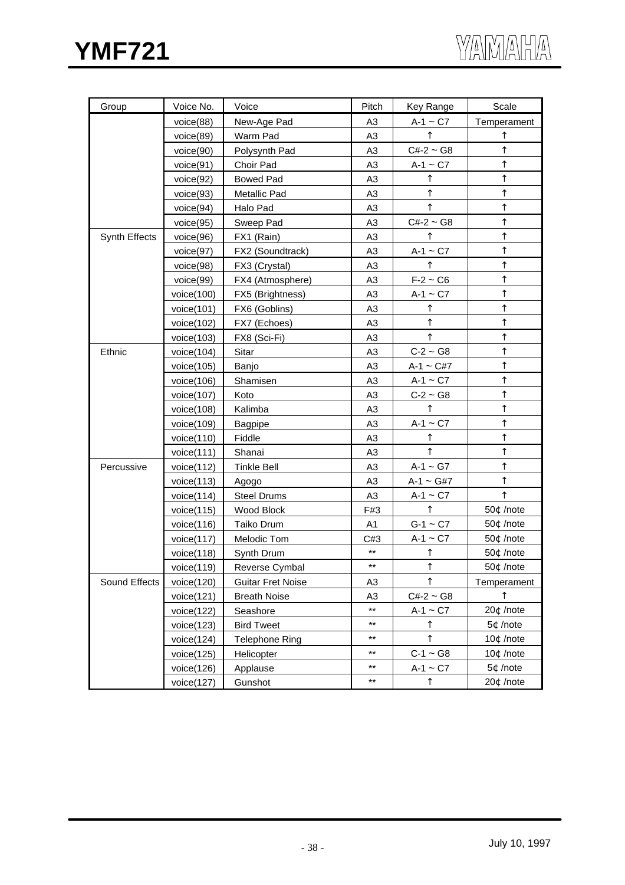| Group | Voice No. | Voice | Pitch | Key Range | Scale |
|---|---|---|---|---|---|
| | voice(88) | New-Age Pad | A3 | A-1 ~ C7 | Temperament |
| | voice(89) | Warm Pad | A3 | ↑ | ↑ |
| | voice(90) | Polysynth Pad | A3 | C#-2 ~ G8 | ↑ |
| | voice(91) | Choir Pad | A3 | A-1 ~ C7 | ↑ |
| | voice(92) | Bowed Pad | A3 | ↑ | ↑ |
| | voice(93) | Metallic Pad | A3 | ↑ | ↑ |
| | voice(94) | Halo Pad | A3 | ↑ | ↑ |
| | voice(95) | Sweep Pad | A3 | C#-2 ~ G8 | ↑ |
| Synth Effects | voice(96) | FX1 (Rain) | A3 | ↑ | ↑ |
| | voice(97) | FX2 (Soundtrack) | A3 | A-1 ~ C7 | ↑ |
| | voice(98) | FX3 (Crystal) | A3 | ↑ | ↑ |
| | voice(99) | FX4 (Atmosphere) | A3 | F-2 ~ C6 | ↑ |
| | voice(100) | FX5 (Brightness) | A3 | A-1 ~ C7 | ↑ |
| | voice(101) | FX6 (Goblins) | A3 | ↑ | ↑ |
| | voice(102) | FX7 (Echoes) | A3 | ↑ | ↑ |
| | voice(103) | FX8 (Sci-Fi) | A3 | ↑ | ↑ |
| Ethnic | voice(104) | Sitar | A3 | C-2 ~ G8 | ↑ |
| | voice(105) | Banjo | A3 | A-1 ~ C#7 | ↑ |
| | voice(106) | Shamisen | A3 | A-1 ~ C7 | ↑ |
| | voice(107) | Koto | A3 | C-2 ~ G8 | ↑ |
| | voice(108) | Kalimba | A3 | ↑ | ↑ |
| | voice(109) | Bagpipe | A3 | A-1 ~ C7 | ↑ |
| | voice(110) | Fiddle | A3 | ↑ | ↑ |
| | voice(111) | Shanai | A3 | ↑ | ↑ |
| Percussive | voice(112) | Tinkle Bell | A3 | A-1 ~ G7 | ↑ |
| | voice(113) | Agogo | A3 | A-1 ~ G#7 | ↑ |
| | voice(114) | Steel Drums | A3 | A-1 ~ C7 | ↑ |
| | voice(115) | Wood Block | F#3 | ↑ | 50¢ /note |
| | voice(116) | Taiko Drum | A1 | G-1 ~ C7 | 50¢ /note |
| | voice(117) | Melodic Tom | C#3 | A-1 ~ C7 | 50¢ /note |
| | voice(118) | Synth Drum | ** | ↑ | 50¢ /note |
| | voice(119) | Reverse Cymbal | ** | ↑ | 50¢ /note |
| Sound Effects | voice(120) | Guitar Fret Noise | A3 | ↑ | Temperament |
| | voice(121) | Breath Noise | A3 | C#-2 ~ G8 | ↑ |
| | voice(122) | Seashore | ** | A-1 ~ C7 | 20¢ /note |
| | voice(123) | Bird Tweet | ** | ↑ | 5¢ /note |
| | voice(124) | Telephone Ring | ** | ↑ | 10¢ /note |
| | voice(125) | Helicopter | ** | C-1 ~ G8 | 10¢ /note |
| | voice(126) | Applause | ** | A-1 ~ C7 | 5¢ /note |
| | voice(127) | Gunshot | ** | ↑ | 20¢ /note |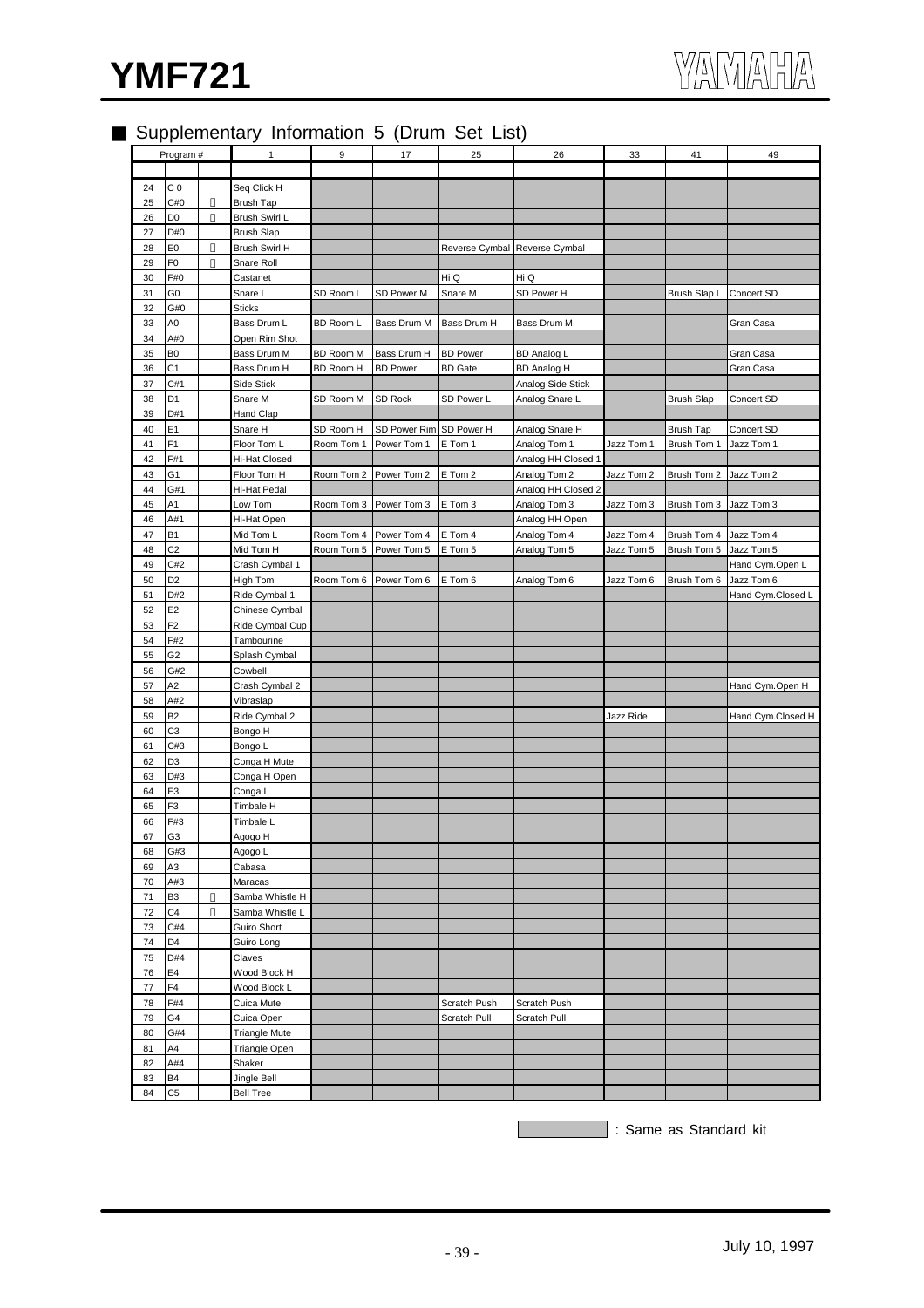## ■ Supplementary Information 5 (Drum Set List)

| Program # | | | 1 | 9 | 17 | 25 | 26 | 33 | 41 | 49 |
|---|---|---|---|---|---|---|---|---|---|---|
| 24 | C 0 | | Seq Click H | | | | | | | |
| 25 | C#0 |  | Brush Tap | | | | | | | |
| 26 | D0 |  | Brush Swirl L | | | | | | | |
| 27 | D#0 | | Brush Slap | | | | | | | |
| 28 | E0 |  | Brush Swirl H | | | Reverse Cymbal | Reverse Cymbal | | | |
| 29 | F0 |  | Snare Roll | | | | | | | |
| 30 | F#0 | | Castanet | | | Hi Q | Hi Q | | | |
| 31 | G0 | | Snare L | SD Room L | SD Power M | Snare M | SD Power H | | Brush Slap L | Concert SD |
| 32 | G#0 | | Sticks | | | | | | | |
| 33 | A0 | | Bass Drum L | BD Room L | Bass Drum M | Bass Drum H | Bass Drum M | | | Gran Casa |
| 34 | A#0 | | Open Rim Shot | | | | | | | |
| 35 | B0 | | Bass Drum M | BD Room M | Bass Drum H | BD Power | BD Analog L | | | Gran Casa |
| 36 | C1 | | Bass Drum H | BD Room H | BD Power | BD Gate | BD Analog H | | | Gran Casa |
| 37 | C#1 | | Side Stick | | | | Analog Side Stick | | | |
| 38 | D1 | | Snare M | SD Room M | SD Rock | SD Power L | Analog Snare L | | Brush Slap | Concert SD |
| 39 | D#1 | | Hand Clap | | | | | | | |
| 40 | E1 | | Snare H | SD Room H | SD Power Rim | SD Power H | Analog Snare H | | Brush Tap | Concert SD |
| 41 | F1 | | Floor Tom L | Room Tom 1 | Power Tom 1 | E Tom 1 | Analog Tom 1 | Jazz Tom 1 | Brush Tom 1 | Jazz Tom 1 |
| 42 | F#1 | | Hi-Hat Closed | | | | Analog HH Closed 1 | | | |
| 43 | G1 | | Floor Tom H | Room Tom 2 | Power Tom 2 | E Tom 2 | Analog Tom 2 | Jazz Tom 2 | Brush Tom 2 | Jazz Tom 2 |
| 44 | G#1 | | Hi-Hat Pedal | | | | Analog HH Closed 2 | | | |
| 45 | A1 | | Low Tom | Room Tom 3 | Power Tom 3 | E Tom 3 | Analog Tom 3 | Jazz Tom 3 | Brush Tom 3 | Jazz Tom 3 |
| 46 | A#1 | | Hi-Hat Open | | | | Analog HH Open | | | |
| 47 | B1 | | Mid Tom L | Room Tom 4 | Power Tom 4 | E Tom 4 | Analog Tom 4 | Jazz Tom 4 | Brush Tom 4 | Jazz Tom 4 |
| 48 | C2 | | Mid Tom H | Room Tom 5 | Power Tom 5 | E Tom 5 | Analog Tom 5 | Jazz Tom 5 | Brush Tom 5 | Jazz Tom 5 |
| 49 | C#2 | | Crash Cymbal 1 | | | | | | | Hand Cym.Open L |
| 50 | D2 | | High Tom | Room Tom 6 | Power Tom 6 | E Tom 6 | Analog Tom 6 | Jazz Tom 6 | Brush Tom 6 | Jazz Tom 6 |
| 51 | D#2 | | Ride Cymbal 1 | | | | | | | Hand Cym.Closed L |
| 52 | E2 | | Chinese Cymbal | | | | | | | |
| 53 | F2 | | Ride Cymbal Cup | | | | | | | |
| 54 | F#2 | | Tambourine | | | | | | | |
| 55 | G2 | | Splash Cymbal | | | | | | | |
| 56 | G#2 | | Cowbell | | | | | | | |
| 57 | A2 | | Crash Cymbal 2 | | | | | | | Hand Cym.Open H |
| 58 | A#2 | | Vibraslap | | | | | | | |
| 59 | B2 | | Ride Cymbal 2 | | | | | Jazz Ride | | Hand Cym.Closed H |
| 60 | C3 | | Bongo H | | | | | | | |
| 61 | C#3 | | Bongo L | | | | | | | |
| 62 | D3 | | Conga H Mute | | | | | | | |
| 63 | D#3 | | Conga H Open | | | | | | | |
| 64 | E3 | | Conga L | | | | | | | |
| 65 | F3 | | Timbale H | | | | | | | |
| 66 | F#3 | | Timbale L | | | | | | | |
| 67 | G3 | | Agogo H | | | | | | | |
| 68 | G#3 | | Agogo L | | | | | | | |
| 69 | A3 | | Cabasa | | | | | | | |
| 70 | A#3 | | Maracas | | | | | | | |
| 71 | B3 |  | Samba Whistle H | | | | | | | |
| 72 | C4 |  | Samba Whistle L | | | | | | | |
| 73 | C#4 | | Guiro Short | | | | | | | |
| 74 | D4 | | Guiro Long | | | | | | | |
| 75 | D#4 | | Claves | | | | | | | |
| 76 | E4 | | Wood Block H | | | | | | | |
| 77 | F4 | | Wood Block L | | | | | | | |
| 78 | F#4 | | Cuica Mute | | | Scratch Push | Scratch Push | | | |
| 79 | G4 | | Cuica Open | | | Scratch Pull | Scratch Pull | | | |
| 80 | G#4 | | Triangle Mute | | | | | | | |
| 81 | A4 | | Triangle Open | | | | | | | |
| 82 | A#4 | | Shaker | | | | | | | |
| 83 | B4 | | Jingle Bell | | | | | | | |
| 84 | C5 | | Bell Tree | | | | | | | |

(Shaded): Same as Standard kit

July 10, 1997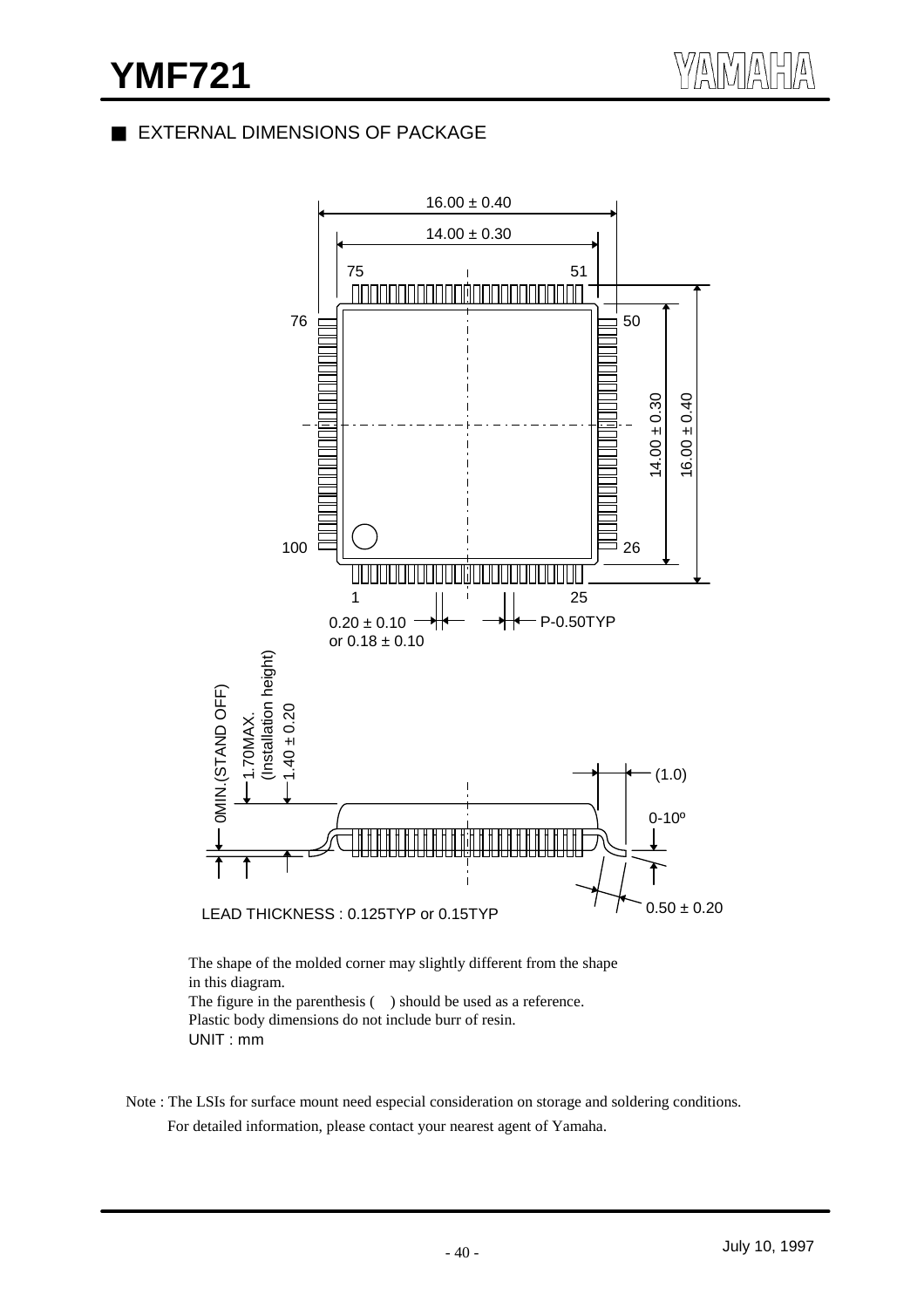## EXTERNAL DIMENSIONS OF PACKAGE

16.00 ± 0.40

14.00 ± 0.30

75 51

76 50

100 26

1 25

14.00 ± 0.30

16.00 ± 0.40

0.20 ± 0.10
or 0.18 ± 0.10

P-0.50TYP

0MIN.(STAND OFF)

1.70MAX.

(Installation height)
1.40 ± 0.20

(1.0)

0-10º

0.50 ± 0.20

LEAD THICKNESS : 0.125TYP or 0.15TYP

The shape of the molded corner may slightly different from the shape in this diagram.
The figure in the parenthesis ( ) should be used as a reference.
Plastic body dimensions do not include burr of resin.
UNIT : mm

Note : The LSIs for surface mount need especial consideration on storage and soldering conditions.
For detailed information, please contact your nearest agent of Yamaha.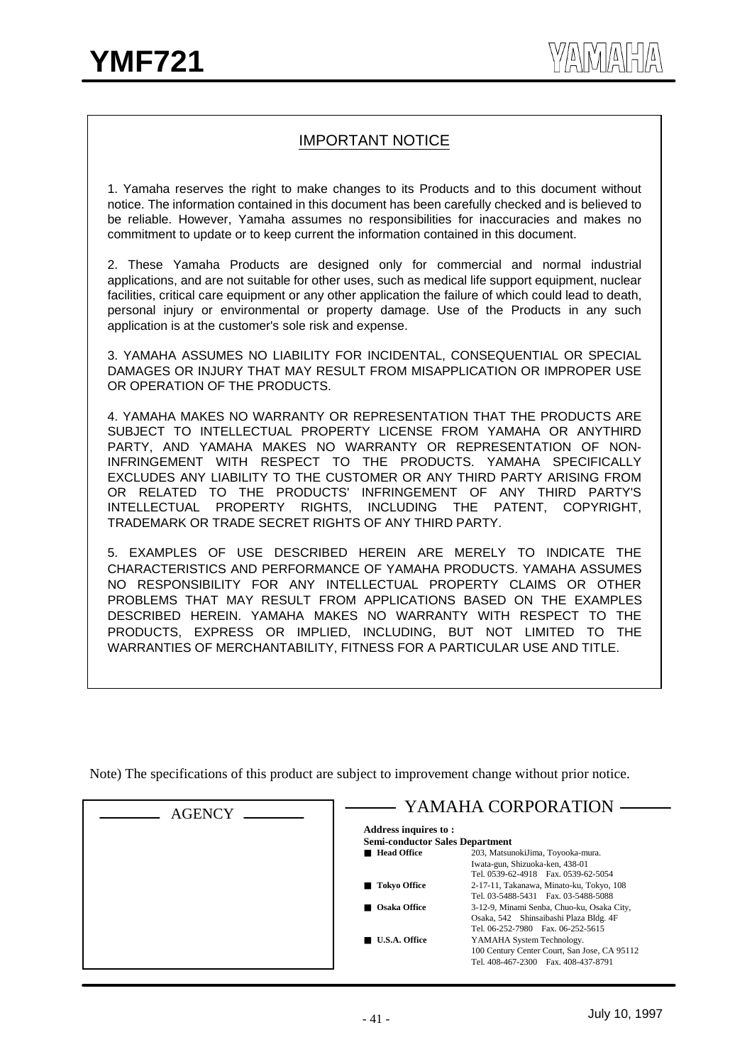## IMPORTANT NOTICE

1. Yamaha reserves the right to make changes to its Products and to this document without notice. The information contained in this document has been carefully checked and is believed to be reliable. However, Yamaha assumes no responsibilities for inaccuracies and makes no commitment to update or to keep current the information contained in this document.

2. These Yamaha Products are designed only for commercial and normal industrial applications, and are not suitable for other uses, such as medical life support equipment, nuclear facilities, critical care equipment or any other application the failure of which could lead to death, personal injury or environmental or property damage. Use of the Products in any such application is at the customer's sole risk and expense.

3. YAMAHA ASSUMES NO LIABILITY FOR INCIDENTAL, CONSEQUENTIAL OR SPECIAL DAMAGES OR INJURY THAT MAY RESULT FROM MISAPPLICATION OR IMPROPER USE OR OPERATION OF THE PRODUCTS.

4. YAMAHA MAKES NO WARRANTY OR REPRESENTATION THAT THE PRODUCTS ARE SUBJECT TO INTELLECTUAL PROPERTY LICENSE FROM YAMAHA OR ANYTHIRD PARTY, AND YAMAHA MAKES NO WARRANTY OR REPRESENTATION OF NON-INFRINGEMENT WITH RESPECT TO THE PRODUCTS. YAMAHA SPECIFICALLY EXCLUDES ANY LIABILITY TO THE CUSTOMER OR ANY THIRD PARTY ARISING FROM OR RELATED TO THE PRODUCTS' INFRINGEMENT OF ANY THIRD PARTY'S INTELLECTUAL PROPERTY RIGHTS, INCLUDING THE PATENT, COPYRIGHT, TRADEMARK OR TRADE SECRET RIGHTS OF ANY THIRD PARTY.

5. EXAMPLES OF USE DESCRIBED HEREIN ARE MERELY TO INDICATE THE CHARACTERISTICS AND PERFORMANCE OF YAMAHA PRODUCTS. YAMAHA ASSUMES NO RESPONSIBILITY FOR ANY INTELLECTUAL PROPERTY CLAIMS OR OTHER PROBLEMS THAT MAY RESULT FROM APPLICATIONS BASED ON THE EXAMPLES DESCRIBED HEREIN. YAMAHA MAKES NO WARRANTY WITH RESPECT TO THE PRODUCTS, EXPRESS OR IMPLIED, INCLUDING, BUT NOT LIMITED TO THE WARRANTIES OF MERCHANTABILITY, FITNESS FOR A PARTICULAR USE AND TITLE.

Note) The specifications of this product are subject to improvement change without prior notice.

AGENCY

## YAMAHA CORPORATION

**Address inquires to :**
**Semi-conductor Sales Department**

| | |
|---|---|
| ■ **Head Office** | 203, MatsunokiJima, Toyooka-mura. Iwata-gun, Shizuoka-ken, 438-01 Tel. 0539-62-4918 Fax. 0539-62-5054 |
| ■ **Tokyo Office** | 2-17-11, Takanawa, Minato-ku, Tokyo, 108 Tel. 03-5488-5431 Fax. 03-5488-5088 |
| ■ **Osaka Office** | 3-12-9, Minami Senba, Chuo-ku, Osaka City, Osaka, 542 Shinsaibashi Plaza Bldg. 4F Tel. 06-252-7980 Fax. 06-252-5615 |
| ■ **U.S.A. Office** | YAMAHA System Technology. 100 Century Center Court, San Jose, CA 95112 Tel. 408-467-2300 Fax. 408-437-8791 |

July 10, 1997